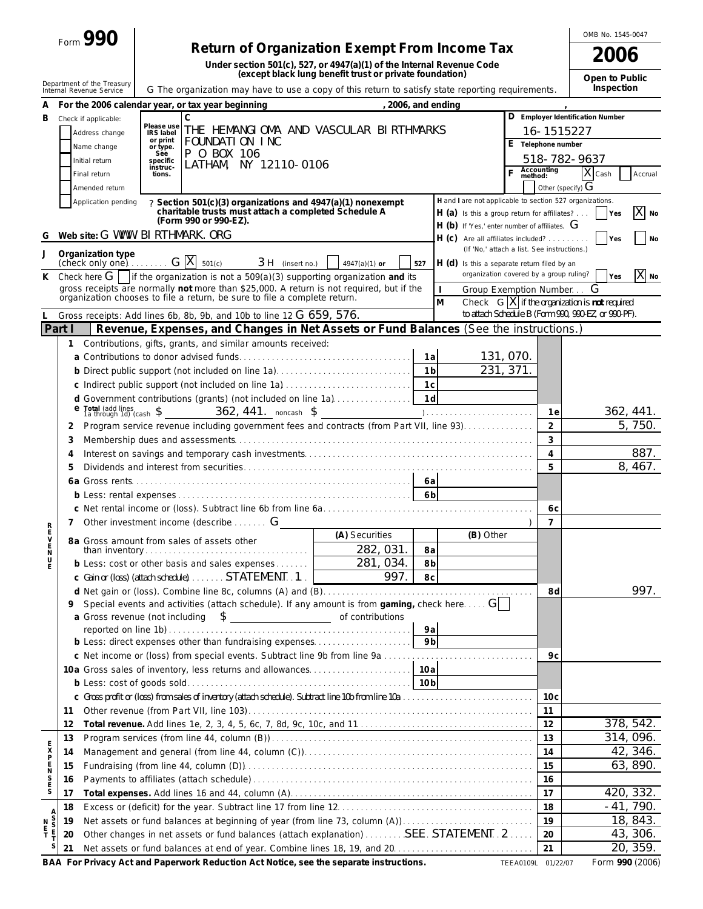Form **990**

# Return of Organization Exempt From Income Tax

**Under section 501(c), 527, or 4947(a)(1) of the Internal Revenue Code (except black lung benefit trust or private foundation)**

Department of the Treasury Internal Revenue Service

G The organization may have to use a copy of this return to satisfy state reporting requirements.

OMB No. 1545-0047

**2006**

**Open to Public Inspection**

**A** For the 2006 calendar year, or tax year beginning , 2006, and ending ,

**B** Check if applicable:
- [ ] Address change
- [ ] Name change
- [ ] Initial return
- [ ] Final return
- [ ] Amended return
- [ ] Application pending

Please use IRS label or print or type. See specific instructions.

**C** THE HEMANGIOMA AND VASCULAR BIRTHMARKS FOUNDATION INC
P O BOX 106
LATHAM, NY 12110-0106

**D** Employer Identification Number: 16-1515227

**E** Telephone number: 518-782-9637

**F** Accounting method: [X] Cash [ ] Accrual [ ] Other (specify) G

? **Section 501(c)(3) organizations and 4947(a)(1) nonexempt charitable trusts must attach a completed Schedule A (Form 990 or 990-EZ).**

H and I are not applicable to section 527 organizations.

**H (a)** Is this a group return for affiliates? [ ] Yes [X] No

**H (b)** If 'Yes,' enter number of affiliates. G

**H (c)** Are all affiliates included? [ ] Yes [ ] No (If 'No,' attach a list. See instructions.)

**H (d)** Is this a separate return filed by an organization covered by a group ruling? [ ] Yes [X] No

**G** Web site: G WWW.BIRTHMARK.ORG

**J** Organization type (check only one) G [X] 501(c) 3 H (insert no.) [ ] 4947(a)(1) or [ ] 527

**K** Check here G [ ] if the organization is not a 509(a)(3) supporting organization **and** its gross receipts are normally **not** more than $25,000. A return is not required, but if the organization chooses to file a return, be sure to file a complete return.

**I** Group Exemption Number G

**M** Check G [X] if the organization is **not** required to attach Schedule B (Form 990, 990-EZ, or 990-PF).

**L** Gross receipts: Add lines 6b, 8b, 9b, and 10b to line 12 G 659,576.

## Part I Revenue, Expenses, and Changes in Net Assets or Fund Balances (See the instructions.)

### Revenue

| Line | Description | Ref | Amount | Line | Amount |
|---|---|---|---|---|---|
| 1 | Contributions, gifts, grants, and similar amounts received: | | | | |
| a | Contributions to donor advised funds | 1a | 131,070. | | |
| b | Direct public support (not included on line 1a) | 1b | 231,371. | | |
| c | Indirect public support (not included on line 1a) | 1c | | | |
| d | Government contributions (grants) (not included on line 1a) | 1d | | | |
| e | Total (add lines 1a through 1d) (cash $ 362,441. noncash $ ) | | | 1e | 362,441. |
| 2 | Program service revenue including government fees and contracts (from Part VII, line 93) | | | 2 | 5,750. |
| 3 | Membership dues and assessments | | | 3 | |
| 4 | Interest on savings and temporary cash investments | | | 4 | 887. |
| 5 | Dividends and interest from securities | | | 5 | 8,467. |
| 6a | Gross rents | 6a | | | |
| b | Less: rental expenses | 6b | | | |
| c | Net rental income or (loss). Subtract line 6b from line 6a | | | 6c | |
| 7 | Other investment income (describe G ) | | | 7 | |

| Line | Description | (A) Securities | Ref | (B) Other | Line | Amount |
|---|---|---|---|---|---|---|
| 8a | Gross amount from sales of assets other than inventory | 282,031. | 8a | | | |
| b | Less: cost or other basis and sales expenses | 281,034. | 8b | | | |
| c | Gain or (loss) (attach schedule) STATEMENT 1 | 997. | 8c | | | |
| d | Net gain or (loss). Combine line 8c, columns (A) and (B) | | | | 8d | 997. |

| Line | Description | Ref | Amount | Line | Amount |
|---|---|---|---|---|---|
| 9 | Special events and activities (attach schedule). If any amount is from **gaming**, check here G [ ] | | | | |
| a | Gross revenue (not including $ of contributions reported on line 1b) | 9a | | | |
| b | Less: direct expenses other than fundraising expenses | 9b | | | |
| c | Net income or (loss) from special events. Subtract line 9b from line 9a | | | 9c | |
| 10a | Gross sales of inventory, less returns and allowances | 10a | | | |
| b | Less: cost of goods sold | 10b | | | |
| c | Gross profit or (loss) from sales of inventory (attach schedule). Subtract line 10b from line 10a | | | 10c | |
| 11 | Other revenue (from Part VII, line 103) | | | 11 | |
| 12 | **Total revenue.** Add lines 1e, 2, 3, 4, 5, 6c, 7, 8d, 9c, 10c, and 11 | | | 12 | 378,542. |

### Expenses

| Line | Description | Line | Amount |
|---|---|---|---|
| 13 | Program services (from line 44, column (B)) | 13 | 314,096. |
| 14 | Management and general (from line 44, column (C)) | 14 | 42,346. |
| 15 | Fundraising (from line 44, column (D)) | 15 | 63,890. |
| 16 | Payments to affiliates (attach schedule) | 16 | |
| 17 | **Total expenses.** Add lines 16 and 44, column (A) | 17 | 420,332. |

### Net Assets

| Line | Description | Line | Amount |
|---|---|---|---|
| 18 | Excess or (deficit) for the year. Subtract line 17 from line 12 | 18 | -41,790. |
| 19 | Net assets or fund balances at beginning of year (from line 73, column (A)) | 19 | 18,843. |
| 20 | Other changes in net assets or fund balances (attach explanation) SEE STATEMENT 2 | 20 | 43,306. |
| 21 | Net assets or fund balances at end of year. Combine lines 18, 19, and 20 | 21 | 20,359. |

**BAA For Privacy Act and Paperwork Reduction Act Notice, see the separate instructions.** TEEA0109L 01/22/07 Form **990** (2006)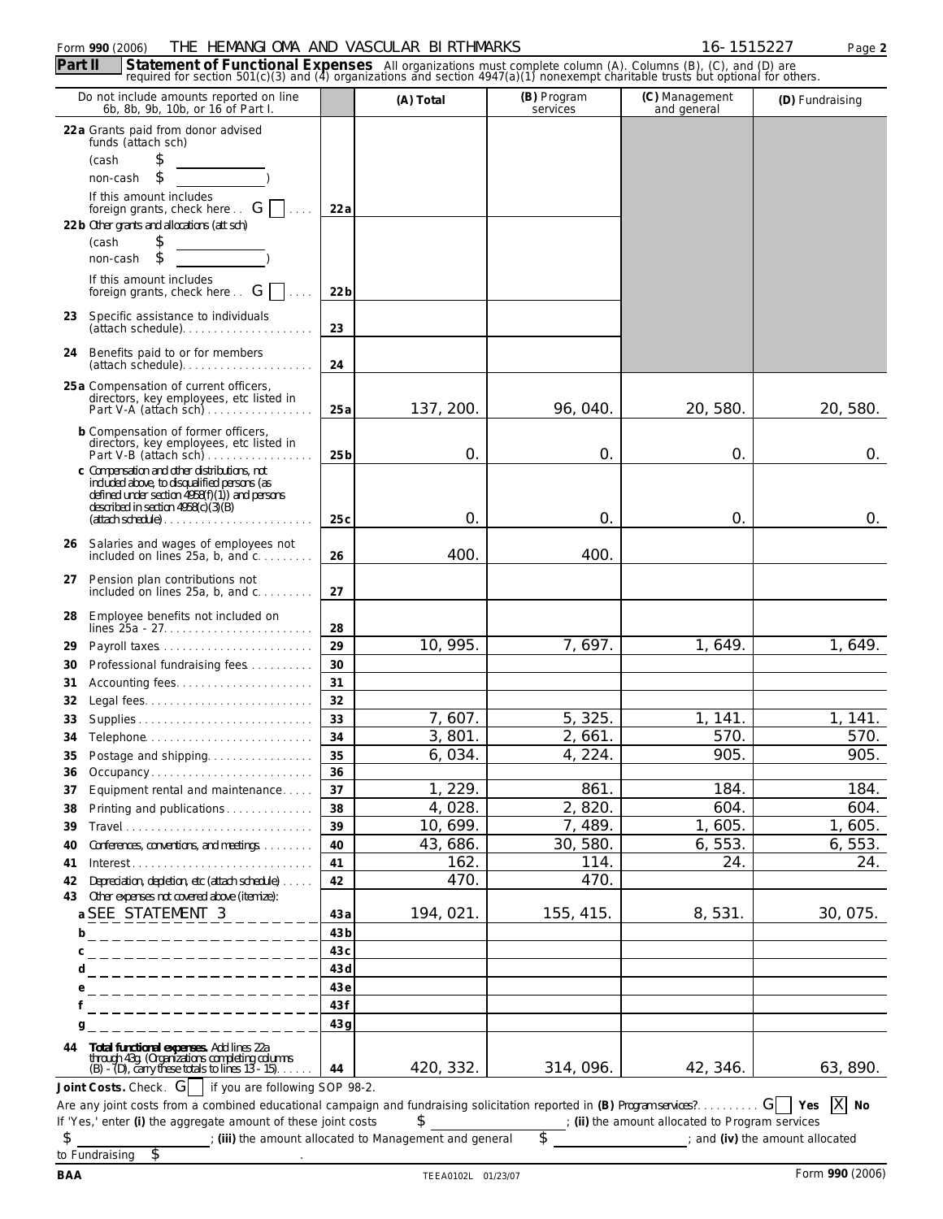Form **990** (2006) THE HEMANGIOMA AND VASCULAR BIRTHMARKS 16-1515227

**Part II** **Statement of Functional Expenses** All organizations must complete column (A). Columns (B), (C), and (D) are required for section 501(c)(3) and (4) organizations and section 4947(a)(1) nonexempt charitable trusts but optional for others.

| Do not include amounts reported on line 6b, 8b, 9b, 10b, or 16 of Part I. | | (A) Total | (B) Program services | (C) Management and general | (D) Fundraising |
|---|---|---|---|---|---|
| **22a** Grants paid from donor advised funds (attach sch) (cash $ ____ non-cash $ ____ ) If this amount includes foreign grants, check here . . G [ ] | 22a | | | | |
| **22b** Other grants and allocations (att sch) (cash $ ____ non-cash $ ____ ) If this amount includes foreign grants, check here . . G [ ] | 22b | | | | |
| **23** Specific assistance to individuals (attach schedule) | 23 | | | | |
| **24** Benefits paid to or for members (attach schedule) | 24 | | | | |
| **25a** Compensation of current officers, directors, key employees, etc listed in Part V-A (attach sch) | 25a | 137, 200. | 96, 040. | 20, 580. | 20, 580. |
| **b** Compensation of former officers, directors, key employees, etc listed in Part V-B (attach sch) | 25b | 0. | 0. | 0. | 0. |
| **c** Compensation and other distributions, not included above, to disqualified persons (as defined under section 4958(f)(1)) and persons described in section 4958(c)(3)(B) (attach schedule) | 25c | 0. | 0. | 0. | 0. |
| **26** Salaries and wages of employees not included on lines 25a, b, and c | 26 | 400. | 400. | | |
| **27** Pension plan contributions not included on lines 25a, b, and c | 27 | | | | |
| **28** Employee benefits not included on lines 25a - 27 | 28 | | | | |
| **29** Payroll taxes | 29 | 10, 995. | 7, 697. | 1, 649. | 1, 649. |
| **30** Professional fundraising fees | 30 | | | | |
| **31** Accounting fees | 31 | | | | |
| **32** Legal fees | 32 | | | | |
| **33** Supplies | 33 | 7, 607. | 5, 325. | 1, 141. | 1, 141. |
| **34** Telephone | 34 | 3, 801. | 2, 661. | 570. | 570. |
| **35** Postage and shipping | 35 | 6, 034. | 4, 224. | 905. | 905. |
| **36** Occupancy | 36 | | | | |
| **37** Equipment rental and maintenance | 37 | 1, 229. | 861. | 184. | 184. |
| **38** Printing and publications | 38 | 4, 028. | 2, 820. | 604. | 604. |
| **39** Travel | 39 | 10, 699. | 7, 489. | 1, 605. | 1, 605. |
| **40** Conferences, conventions, and meetings | 40 | 43, 686. | 30, 580. | 6, 553. | 6, 553. |
| **41** Interest | 41 | 162. | 114. | 24. | 24. |
| **42** Depreciation, depletion, etc (attach schedule) | 42 | 470. | 470. | | |
| **43** Other expenses not covered above (itemize): **a** SEE STATEMENT 3 | 43a | 194, 021. | 155, 415. | 8, 531. | 30, 075. |
| **b** | 43b | | | | |
| **c** | 43c | | | | |
| **d** | 43d | | | | |
| **e** | 43e | | | | |
| **f** | 43f | | | | |
| **g** | 43g | | | | |
| **44 Total functional expenses.** Add lines 22a through 43g. (Organizations completing columns (B) - (D), carry these totals to lines 13 - 15) | 44 | 420, 332. | 314, 096. | 42, 346. | 63, 890. |

**Joint Costs.** Check. G [ ] if you are following SOP 98-2.

Are any joint costs from a combined educational campaign and fundraising solicitation reported in **(B)** Program services? G [ ] **Yes** [X] **No**

If 'Yes,' enter **(i)** the aggregate amount of these joint costs $ ________ ; **(ii)** the amount allocated to Program services $ ________ ; **(iii)** the amount allocated to Management and general $ ________ ; and **(iv)** the amount allocated to Fundraising $ ________ .

BAA TEEA0102L 01/23/07 Form **990** (2006)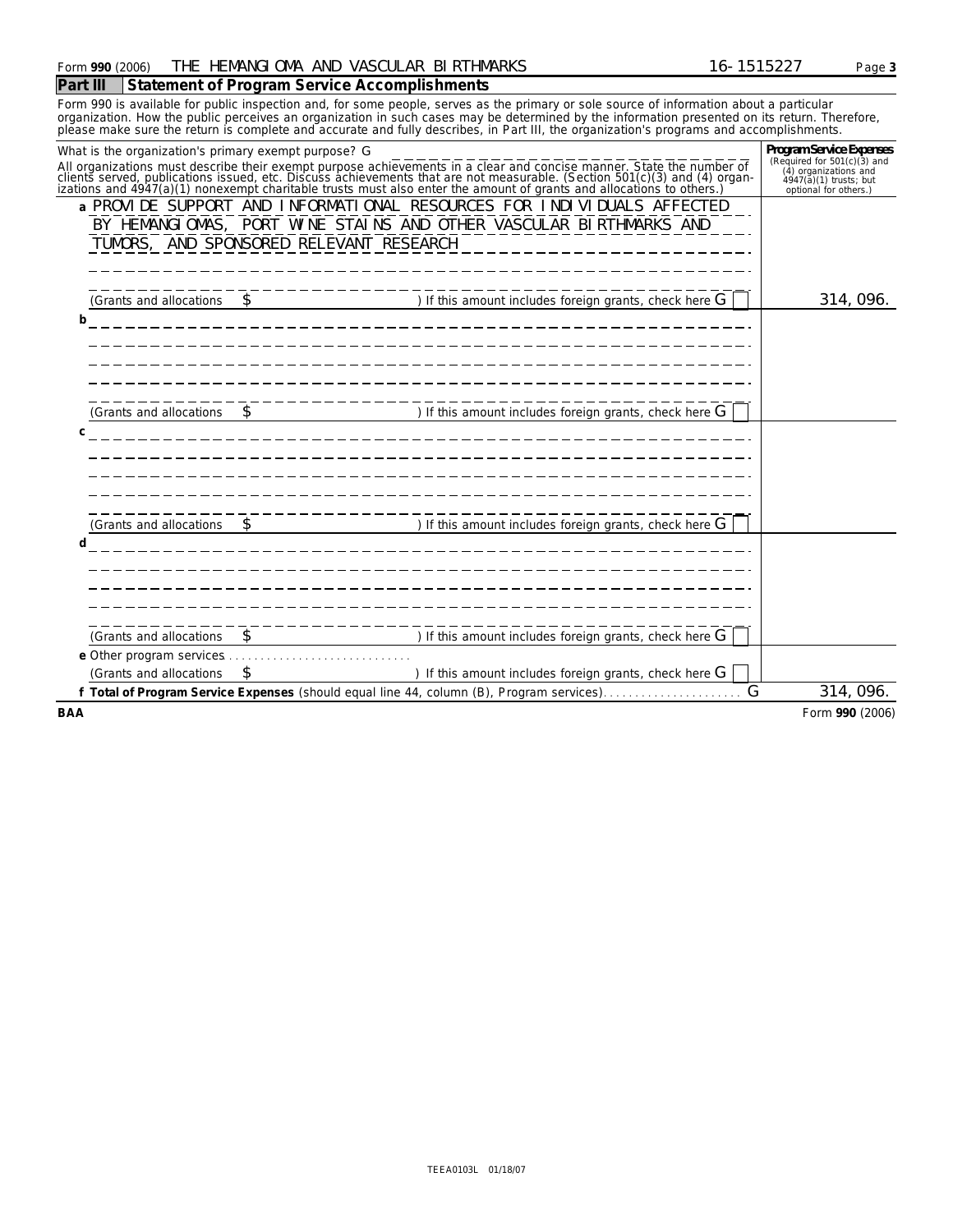Form **990** (2006) THE HEMANGIOMA AND VASCULAR BIRTHMARKS 16-1515227

## Part III Statement of Program Service Accomplishments

Form 990 is available for public inspection and, for some people, serves as the primary or sole source of information about a particular organization. How the public perceives an organization in such cases may be determined by the information presented on its return. Therefore, please make sure the return is complete and accurate and fully describes, in Part III, the organization's programs and accomplishments.

| What is the organization's primary exempt purpose? G<br>All organizations must describe their exempt purpose achievements in a clear and concise manner. State the number of clients served, publications issued, etc. Discuss achievements that are not measurable. (Section 501(c)(3) and (4) organizations and 4947(a)(1) nonexempt charitable trusts must also enter the amount of grants and allocations to others.) | **Program Service Expenses** (Required for 501(c)(3) and (4) organizations and 4947(a)(1) trusts; but optional for others.) |
|---|---|
| **a** PROVIDE SUPPORT AND INFORMATIONAL RESOURCES FOR INDIVIDUALS AFFECTED BY HEMANGIOMAS, PORT WINE STAINS AND OTHER VASCULAR BIRTHMARKS AND TUMORS, AND SPONSORED RELEVANT RESEARCH<br>(Grants and allocations $ ) If this amount includes foreign grants, check here G ☐ | 314,096. |
| **b**<br>(Grants and allocations $ ) If this amount includes foreign grants, check here G ☐ | |
| **c**<br>(Grants and allocations $ ) If this amount includes foreign grants, check here G ☐ | |
| **d**<br>(Grants and allocations $ ) If this amount includes foreign grants, check here G ☐ | |
| **e** Other program services<br>(Grants and allocations $ ) If this amount includes foreign grants, check here G ☐ | |
| **f Total of Program Service Expenses** (should equal line 44, column (B), Program services) G | 314,096. |

BAA Form **990** (2006)

TEEA0103L 01/18/07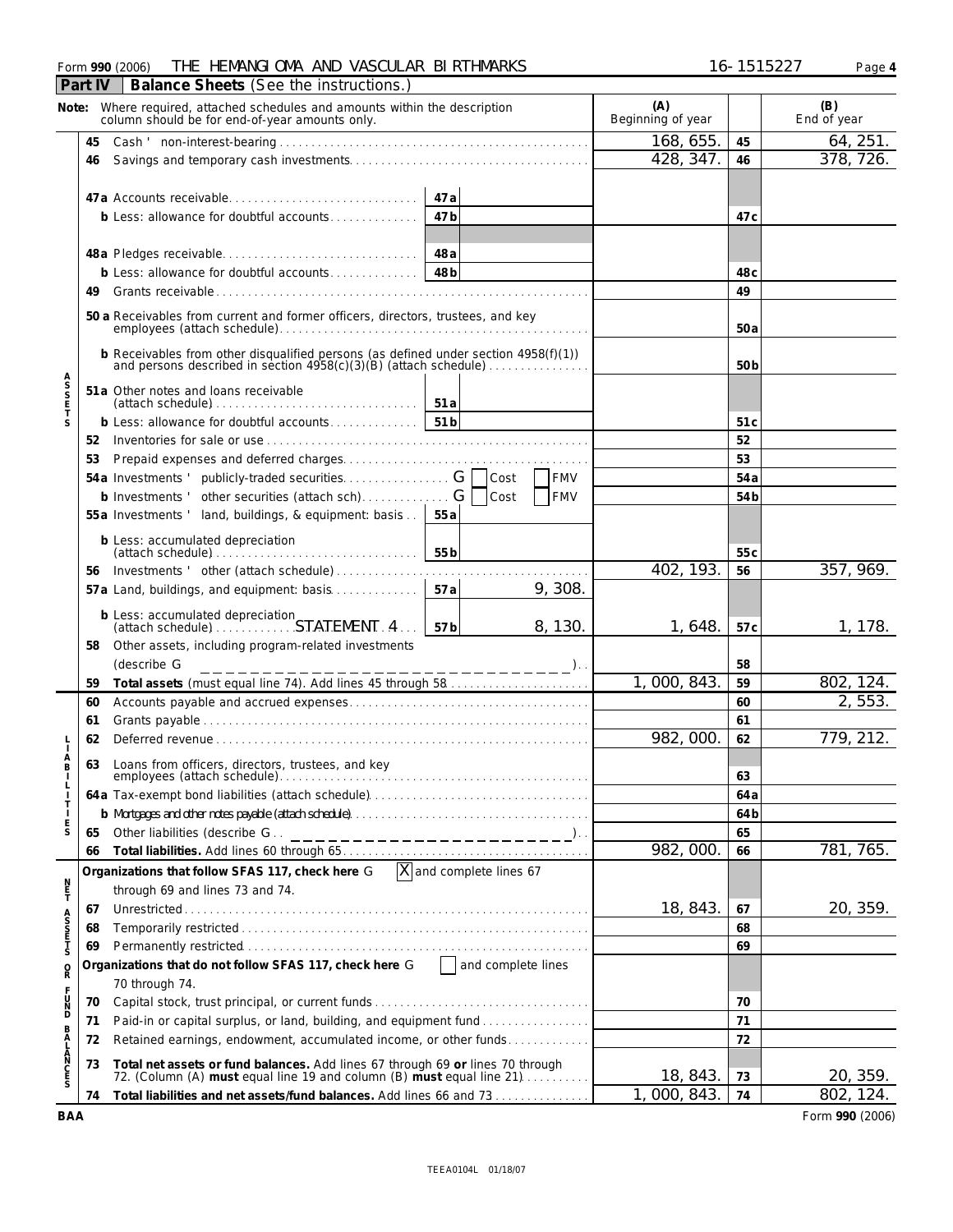Form **990** (2006) THE HEMANGIOMA AND VASCULAR BIRTHMARKS 16-1515227 Page **4**

## Part IV Balance Sheets (See the instructions.)

| | | | | (A) Beginning of year | | (B) End of year |
|---|---|---|---|---|---|---|
| **Note:** Where required, attached schedules and amounts within the description column should be for end-of-year amounts only. | | | | | | |
| **ASSETS** | 45 | Cash — non-interest-bearing | | 168,655. | 45 | 64,251. |
| | 46 | Savings and temporary cash investments | | 428,347. | 46 | 378,726. |
| | 47a | Accounts receivable | 47a | | | |
| | b | Less: allowance for doubtful accounts | 47b | | 47c | |
| | 48a | Pledges receivable | 48a | | | |
| | b | Less: allowance for doubtful accounts | 48b | | 48c | |
| | 49 | Grants receivable | | | 49 | |
| | 50a | Receivables from current and former officers, directors, trustees, and key employees (attach schedule) | | | 50a | |
| | b | Receivables from other disqualified persons (as defined under section 4958(f)(1)) and persons described in section 4958(c)(3)(B) (attach schedule) | | | 50b | |
| | 51a | Other notes and loans receivable (attach schedule) | 51a | | | |
| | b | Less: allowance for doubtful accounts | 51b | | 51c | |
| | 52 | Inventories for sale or use | | | 52 | |
| | 53 | Prepaid expenses and deferred charges | | | 53 | |
| | 54a | Investments — publicly-traded securities G ☐ Cost ☐ FMV | | | 54a | |
| | b | Investments — other securities (attach sch) G ☐ Cost ☐ FMV | | | 54b | |
| | 55a | Investments — land, buildings, & equipment: basis | 55a | | | |
| | b | Less: accumulated depreciation (attach schedule) | 55b | | 55c | |
| | 56 | Investments — other (attach schedule) | | 402,193. | 56 | 357,969. |
| | 57a | Land, buildings, and equipment: basis | 57a 9,308. | | | |
| | b | Less: accumulated depreciation (attach schedule) STATEMENT 4 | 57b 8,130. | 1,648. | 57c | 1,178. |
| | 58 | Other assets, including program-related investments (describe G ) | | | 58 | |
| | 59 | **Total assets** (must equal line 74). Add lines 45 through 58 | | 1,000,843. | 59 | 802,124. |
| **LIABILITIES** | 60 | Accounts payable and accrued expenses | | | 60 | 2,553. |
| | 61 | Grants payable | | | 61 | |
| | 62 | Deferred revenue | | 982,000. | 62 | 779,212. |
| | 63 | Loans from officers, directors, trustees, and key employees (attach schedule) | | | 63 | |
| | 64a | Tax-exempt bond liabilities (attach schedule) | | | 64a | |
| | b | Mortgages and other notes payable (attach schedule) | | | 64b | |
| | 65 | Other liabilities (describe G ) | | | 65 | |
| | 66 | **Total liabilities.** Add lines 60 through 65 | | 982,000. | 66 | 781,765. |
| **NET ASSETS OR FUND BALANCES** | | **Organizations that follow SFAS 117, check here** G ☒ and complete lines 67 through 69 and lines 73 and 74. | | | | |
| | 67 | Unrestricted | | 18,843. | 67 | 20,359. |
| | 68 | Temporarily restricted | | | 68 | |
| | 69 | Permanently restricted | | | 69 | |
| | | **Organizations that do not follow SFAS 117, check here** G ☐ and complete lines 70 through 74. | | | | |
| | 70 | Capital stock, trust principal, or current funds | | | 70 | |
| | 71 | Paid-in or capital surplus, or land, building, and equipment fund | | | 71 | |
| | 72 | Retained earnings, endowment, accumulated income, or other funds | | | 72 | |
| | 73 | **Total net assets or fund balances.** Add lines 67 through 69 **or** lines 70 through 72. (Column (A) **must** equal line 19 and column (B) **must** equal line 21) | | 18,843. | 73 | 20,359. |
| | 74 | **Total liabilities and net assets/fund balances.** Add lines 66 and 73 | | 1,000,843. | 74 | 802,124. |

BAA Form **990** (2006)

TEEA0104L 01/18/07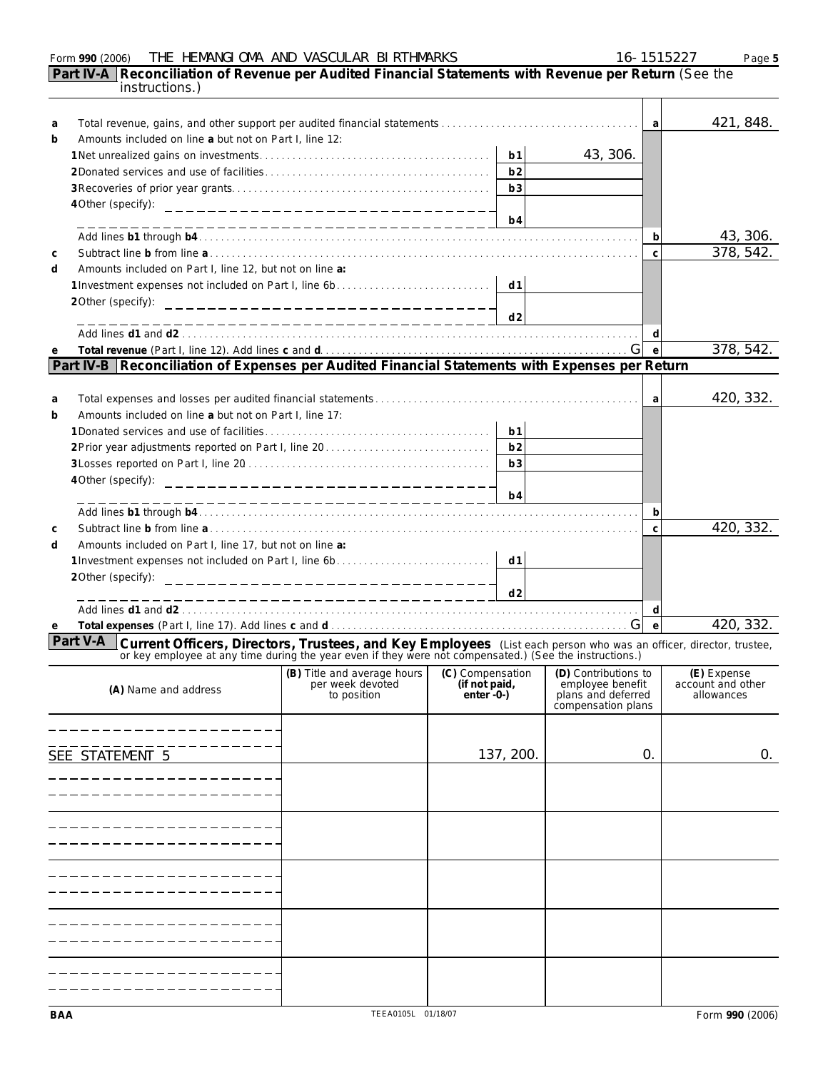Form **990** (2006) THE HEMANGIOMA AND VASCULAR BIRTHMARKS 16-1515227

## Part IV-A Reconciliation of Revenue per Audited Financial Statements with Revenue per Return (See the instructions.)

| | | | | | |
|---|---|---|---|---|---|
| **a** | Total revenue, gains, and other support per audited financial statements | | | a | 421,848. |
| **b** | Amounts included on line **a** but not on Part I, line 12: | | | | |
| | **1** Net unrealized gains on investments | b1 | 43,306. | | |
| | **2** Donated services and use of facilities | b2 | | | |
| | **3** Recoveries of prior year grants | b3 | | | |
| | **4** Other (specify): | b4 | | | |
| | Add lines **b1** through **b4** | | | b | 43,306. |
| **c** | Subtract line **b** from line **a** | | | c | 378,542. |
| **d** | Amounts included on Part I, line 12, but not on line **a:** | | | | |
| | **1** Investment expenses not included on Part I, line 6b | d1 | | | |
| | **2** Other (specify): | d2 | | | |
| | Add lines **d1** and **d2** | | | d | |
| **e** | **Total revenue** (Part I, line 12). Add lines **c** and **d** | | | e | 378,542. |

## Part IV-B Reconciliation of Expenses per Audited Financial Statements with Expenses per Return

| | | | | | |
|---|---|---|---|---|---|
| **a** | Total expenses and losses per audited financial statements | | | a | 420,332. |
| **b** | Amounts included on line **a** but not on Part I, line 17: | | | | |
| | **1** Donated services and use of facilities | b1 | | | |
| | **2** Prior year adjustments reported on Part I, line 20 | b2 | | | |
| | **3** Losses reported on Part I, line 20 | b3 | | | |
| | **4** Other (specify): | b4 | | | |
| | Add lines **b1** through **b4** | | | b | |
| **c** | Subtract line **b** from line **a** | | | c | 420,332. |
| **d** | Amounts included on Part I, line 17, but not on line **a:** | | | | |
| | **1** Investment expenses not included on Part I, line 6b | d1 | | | |
| | **2** Other (specify): | d2 | | | |
| | Add lines **d1** and **d2** | | | d | |
| **e** | **Total expenses** (Part I, line 17). Add lines **c** and **d** | | | e | 420,332. |

## Part V-A Current Officers, Directors, Trustees, and Key Employees (List each person who was an officer, director, trustee, or key employee at any time during the year even if they were not compensated.) (See the instructions.)

| (A) Name and address | (B) Title and average hours per week devoted to position | (C) Compensation (if not paid, enter -0-) | (D) Contributions to employee benefit plans and deferred compensation plans | (E) Expense account and other allowances |
|---|---|---|---|---|
| SEE STATEMENT 5 | | 137,200. | 0. | 0. |
| | | | | |
| | | | | |
| | | | | |
| | | | | |
| | | | | |

BAA TEEA0105L 01/18/07 Form **990** (2006)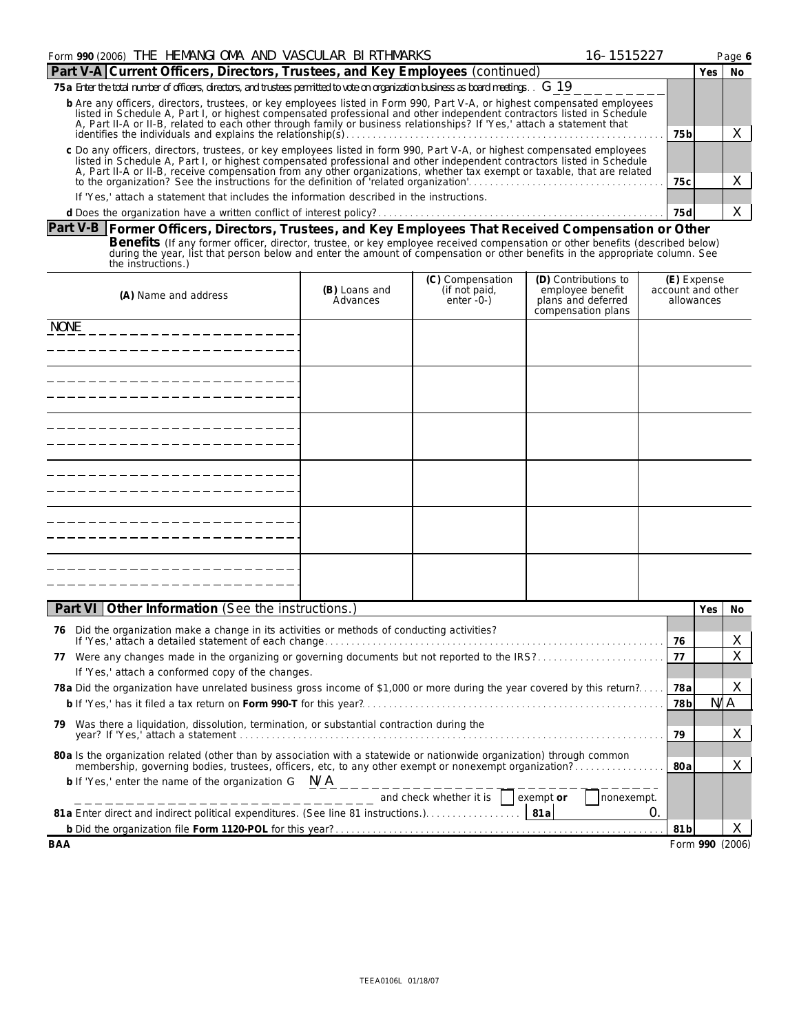Form **990** (2006) THE HEMANGIOMA AND VASCULAR BIRTHMARKS 16-1515227 Page **6**

## Part V-A Current Officers, Directors, Trustees, and Key Employees (continued)

| | | Yes | No |
|---|---|---|---|
| **75a** Enter the total number of officers, directors, and trustees permitted to vote on organization business as board meetings. . G 19 | | | |
| **b** Are any officers, directors, trustees, or key employees listed in Form 990, Part V-A, or highest compensated employees listed in Schedule A, Part I, or highest compensated professional and other independent contractors listed in Schedule A, Part II-A or II-B, related to each other through family or business relationships? If 'Yes,' attach a statement that identifies the individuals and explains the relationship(s) | 75b | | X |
| **c** Do any officers, directors, trustees, or key employees listed in form 990, Part V-A, or highest compensated employees listed in Schedule A, Part I, or highest compensated professional and other independent contractors listed in Schedule A, Part II-A or II-B, receive compensation from any other organizations, whether tax exempt or taxable, that are related to the organization? See the instructions for the definition of 'related organization' | 75c | | X |
| If 'Yes,' attach a statement that includes the information described in the instructions. | | | |
| **d** Does the organization have a written conflict of interest policy? | 75d | | X |

## Part V-B Former Officers, Directors, Trustees, and Key Employees That Received Compensation or Other Benefits

(If any former officer, director, trustee, or key employee received compensation or other benefits (described below) during the year, list that person below and enter the amount of compensation or other benefits in the appropriate column. See the instructions.)

| (A) Name and address | (B) Loans and Advances | (C) Compensation (if not paid, enter -0-) | (D) Contributions to employee benefit plans and deferred compensation plans | (E) Expense account and other allowances |
|---|---|---|---|---|
| NONE | | | | |

## Part VI Other Information (See the instructions.)

| | | Yes | No |
|---|---|---|---|
| **76** Did the organization make a change in its activities or methods of conducting activities? If 'Yes,' attach a detailed statement of each change | 76 | | X |
| **77** Were any changes made in the organizing or governing documents but not reported to the IRS? | 77 | | X |
| If 'Yes,' attach a conformed copy of the changes. | | | |
| **78a** Did the organization have unrelated business gross income of $1,000 or more during the year covered by this return? | 78a | | X |
| **b** If 'Yes,' has it filed a tax return on **Form 990-T** for this year? | 78b | N/A | |
| **79** Was there a liquidation, dissolution, termination, or substantial contraction during the year? If 'Yes,' attach a statement | 79 | | X |
| **80a** Is the organization related (other than by association with a statewide or nationwide organization) through common membership, governing bodies, trustees, officers, etc, to any other exempt or nonexempt organization? | 80a | | X |
| **b** If 'Yes,' enter the name of the organization G N/A and check whether it is ☐ exempt **or** ☐ nonexempt. | | | |
| **81a** Enter direct and indirect political expenditures. (See line 81 instructions.) **81a** 0. | | | |
| **b** Did the organization file **Form 1120-POL** for this year? | 81b | | X |

BAA Form **990** (2006)

TEEA0106L 01/18/07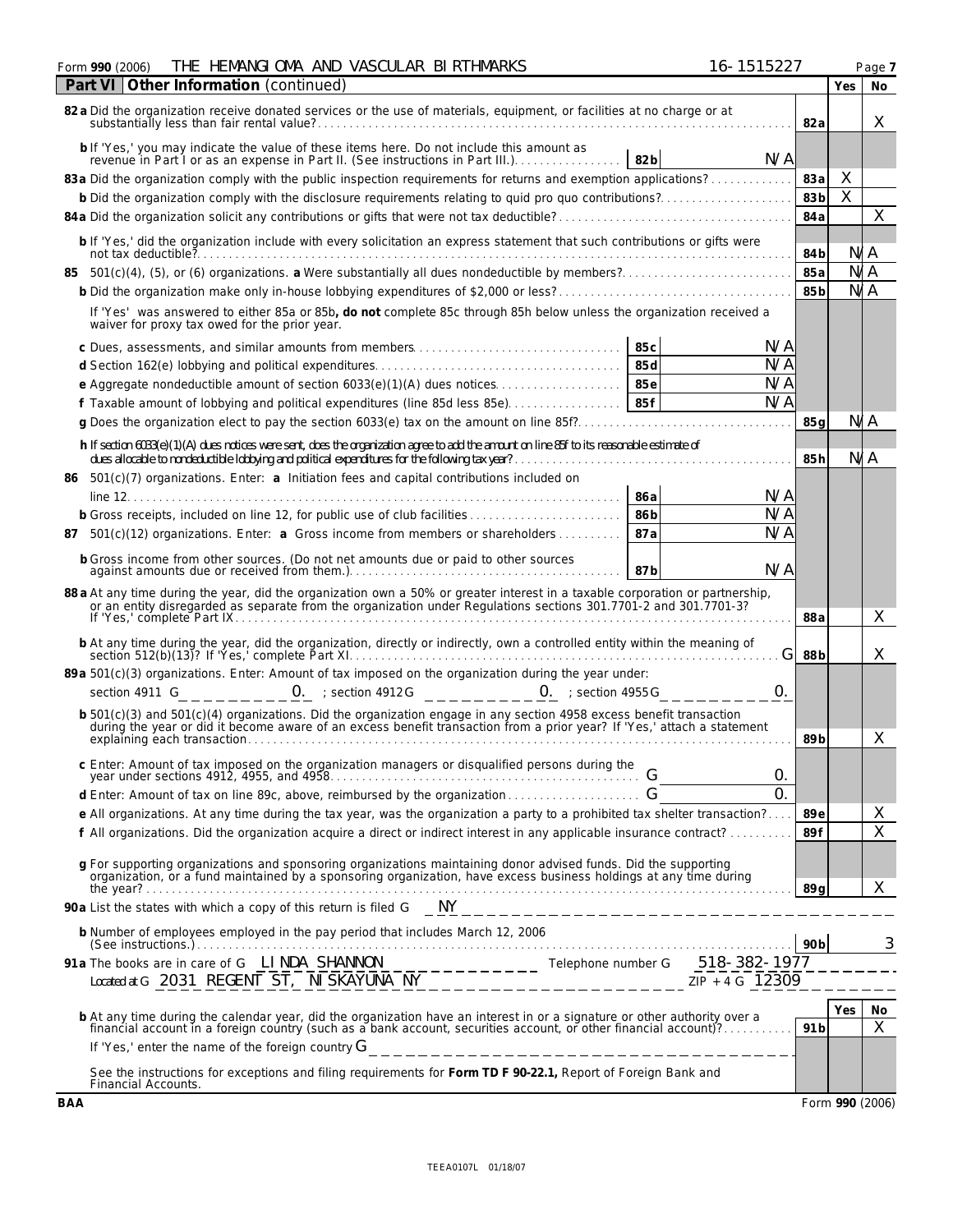Form **990** (2006) THE HEMANGIOMA AND VASCULAR BIRTHMARKS 16-1515227 Page **7**

## Part VI Other Information (continued)

| | | | Yes | No |
|---|---|---|---|---|
| **82a** Did the organization receive donated services or the use of materials, equipment, or facilities at no charge or at substantially less than fair rental value? | | 82a | | X |
| **b** If 'Yes,' you may indicate the value of these items here. Do not include this amount as revenue in Part I or as an expense in Part II. (See instructions in Part III.) | 82b N/A | | | |
| **83a** Did the organization comply with the public inspection requirements for returns and exemption applications? | | 83a | X | |
| **b** Did the organization comply with the disclosure requirements relating to quid pro quo contributions? | | 83b | X | |
| **84a** Did the organization solicit any contributions or gifts that were not tax deductible? | | 84a | | X |
| **b** If 'Yes,' did the organization include with every solicitation an express statement that such contributions or gifts were not tax deductible? | | 84b | N/A | |
| **85** 501(c)(4), (5), or (6) organizations. **a** Were substantially all dues nondeductible by members? | | 85a | N/A | |
| **b** Did the organization make only in-house lobbying expenditures of $2,000 or less? | | 85b | N/A | |
| If 'Yes' was answered to either 85a or 85b, **do not** complete 85c through 85h below unless the organization received a waiver for proxy tax owed for the prior year. | | | | |
| **c** Dues, assessments, and similar amounts from members | 85c N/A | | | |
| **d** Section 162(e) lobbying and political expenditures | 85d N/A | | | |
| **e** Aggregate nondeductible amount of section 6033(e)(1)(A) dues notices | 85e N/A | | | |
| **f** Taxable amount of lobbying and political expenditures (line 85d less 85e) | 85f N/A | | | |
| **g** Does the organization elect to pay the section 6033(e) tax on the amount on line 85f? | | 85g | N/A | |
| **h** If section 6033(e)(1)(A) dues notices were sent, does the organization agree to add the amount on line 85f to its reasonable estimate of dues allocable to nondeductible lobbying and political expenditures for the following tax year? | | 85h | N/A | |
| **86** 501(c)(7) organizations. Enter: **a** Initiation fees and capital contributions included on line 12 | 86a N/A | | | |
| **b** Gross receipts, included on line 12, for public use of club facilities | 86b N/A | | | |
| **87** 501(c)(12) organizations. Enter: **a** Gross income from members or shareholders | 87a N/A | | | |
| **b** Gross income from other sources. (Do not net amounts due or paid to other sources against amounts due or received from them.) | 87b N/A | | | |
| **88a** At any time during the year, did the organization own a 50% or greater interest in a taxable corporation or partnership, or an entity disregarded as separate from the organization under Regulations sections 301.7701-2 and 301.7701-3? If 'Yes,' complete Part IX | | 88a | | X |
| **b** At any time during the year, did the organization, directly or indirectly, own a controlled entity within the meaning of section 512(b)(13)? If 'Yes,' complete Part XI | | 88b | | X |
| **89a** 501(c)(3) organizations. Enter: Amount of tax imposed on the organization during the year under: section 4911 0. ; section 4912 0. ; section 4955 0. | | | | |
| **b** 501(c)(3) and 501(c)(4) organizations. Did the organization engage in any section 4958 excess benefit transaction during the year or did it become aware of an excess benefit transaction from a prior year? If 'Yes,' attach a statement explaining each transaction | | 89b | | X |
| **c** Enter: Amount of tax imposed on the organization managers or disqualified persons during the year under sections 4912, 4955, and 4958 | 0. | | | |
| **d** Enter: Amount of tax on line 89c, above, reimbursed by the organization | 0. | | | |
| **e** All organizations. At any time during the tax year, was the organization a party to a prohibited tax shelter transaction? | | 89e | | X |
| **f** All organizations. Did the organization acquire a direct or indirect interest in any applicable insurance contract? | | 89f | | X |
| **g** For supporting organizations and sponsoring organizations maintaining donor advised funds. Did the supporting organization, or a fund maintained by a sponsoring organization, have excess business holdings at any time during the year? | | 89g | | X |

**90a** List the states with which a copy of this return is filed NY

**b** Number of employees employed in the pay period that includes March 12, 2006 (See instructions.) **90b** 3

**91a** The books are in care of LINDA SHANNON Telephone number 518-382-1977
Located at 2031 REGENT ST, NISKAYUNA NY ZIP + 4 12309

| | | Yes | No |
|---|---|---|---|
| **b** At any time during the calendar year, did the organization have an interest in or a signature or other authority over a financial account in a foreign country (such as a bank account, securities account, or other financial account)? | 91b | | X |

If 'Yes,' enter the name of the foreign country

See the instructions for exceptions and filing requirements for **Form TD F 90-22.1,** Report of Foreign Bank and Financial Accounts.

BAA Form **990** (2006)

TEEA0107L 01/18/07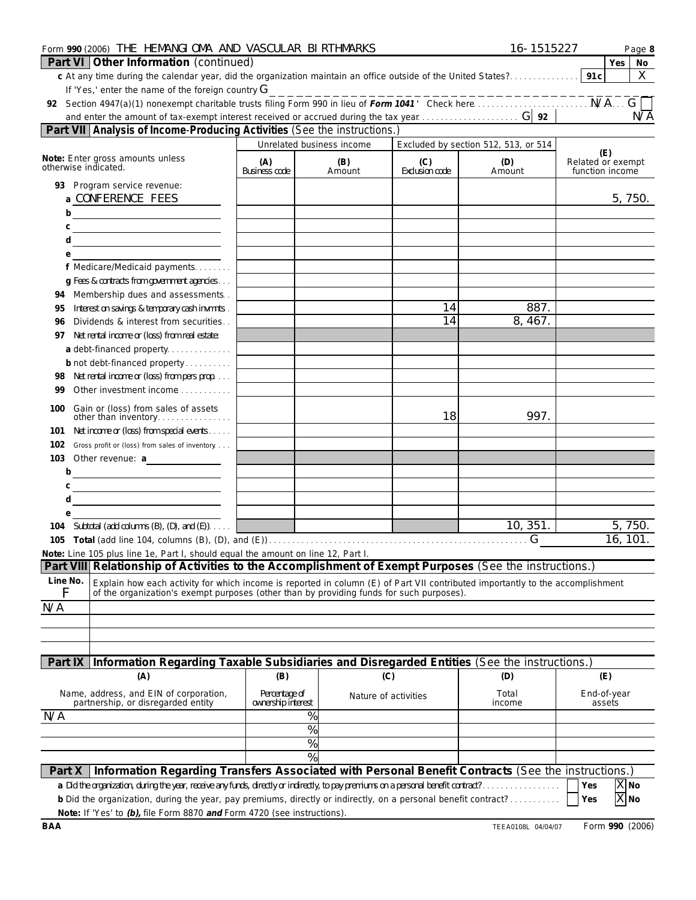Form 990 (2006) THE HEMANGIOMA AND VASCULAR BIRTHMARKS 16-1515227

## Part VI Other Information (continued)

| | | Yes | No |
|---|---|---|---|
| c At any time during the calendar year, did the organization maintain an office outside of the United States? | 91c | | X |

If 'Yes,' enter the name of the foreign country G

92 Section 4947(a)(1) nonexempt charitable trusts filing Form 990 in lieu of ***Form 1041*** ' Check here . . . N/A . . . G ☐

and enter the amount of tax-exempt interest received or accrued during the tax year . . . G 92 N/A

## Part VII Analysis of Income-Producing Activities (See the instructions.)

| Note: Enter gross amounts unless otherwise indicated. | Unrelated business income | | Excluded by section 512, 513, or 514 | | |
|---|---|---|---|---|---|
| | (A) Business code | (B) Amount | (C) Exclusion code | (D) Amount | (E) Related or exempt function income |
| 93 Program service revenue: | | | | | |
| a CONFERENCE FEES | | | | | 5,750. |
| b | | | | | |
| c | | | | | |
| d | | | | | |
| e | | | | | |
| f Medicare/Medicaid payments | | | | | |
| g Fees & contracts from government agencies | | | | | |
| 94 Membership dues and assessments | | | | | |
| 95 Interest on savings & temporary cash invmnts | | | 14 | 887. | |
| 96 Dividends & interest from securities | | | 14 | 8,467. | |
| 97 Net rental income or (loss) from real estate: | | | | | |
| a debt-financed property | | | | | |
| b not debt-financed property | | | | | |
| 98 Net rental income or (loss) from pers prop | | | | | |
| 99 Other investment income | | | | | |
| 100 Gain or (loss) from sales of assets other than inventory | | | 18 | 997. | |
| 101 Net income or (loss) from special events | | | | | |
| 102 Gross profit or (loss) from sales of inventory | | | | | |
| 103 Other revenue: a | | | | | |
| b | | | | | |
| c | | | | | |
| d | | | | | |
| e | | | | | |
| 104 Subtotal (add columns (B), (D), and (E)) | | | | 10,351. | 5,750. |
| 105 Total (add line 104, columns (B), (D), and (E)) . . . G | | | | | 16,101. |

**Note:** Line 105 plus line 1e, Part I, should equal the amount on line 12, Part I.

## Part VIII Relationship of Activities to the Accomplishment of Exempt Purposes (See the instructions.)

| Line No. F | Explain how each activity for which income is reported in column (E) of Part VII contributed importantly to the accomplishment of the organization's exempt purposes (other than by providing funds for such purposes). |
|---|---|
| N/A | |

## Part IX Information Regarding Taxable Subsidiaries and Disregarded Entities (See the instructions.)

| (A) Name, address, and EIN of corporation, partnership, or disregarded entity | (B) Percentage of ownership interest | (C) Nature of activities | (D) Total income | (E) End-of-year assets |
|---|---|---|---|---|
| N/A | % | | | |
| | % | | | |
| | % | | | |
| | % | | | |

## Part X Information Regarding Transfers Associated with Personal Benefit Contracts (See the instructions.)

a Did the organization, during the year, receive any funds, directly or indirectly, to pay premiums on a personal benefit contract? ☐ Yes ☒ No

b Did the organization, during the year, pay premiums, directly or indirectly, on a personal benefit contract? ☐ Yes ☒ No

**Note:** If 'Yes' to *(b)*, file Form 8870 ***and*** Form 4720 (see instructions).

BAA TEEA0108L 04/04/07 Form **990** (2006)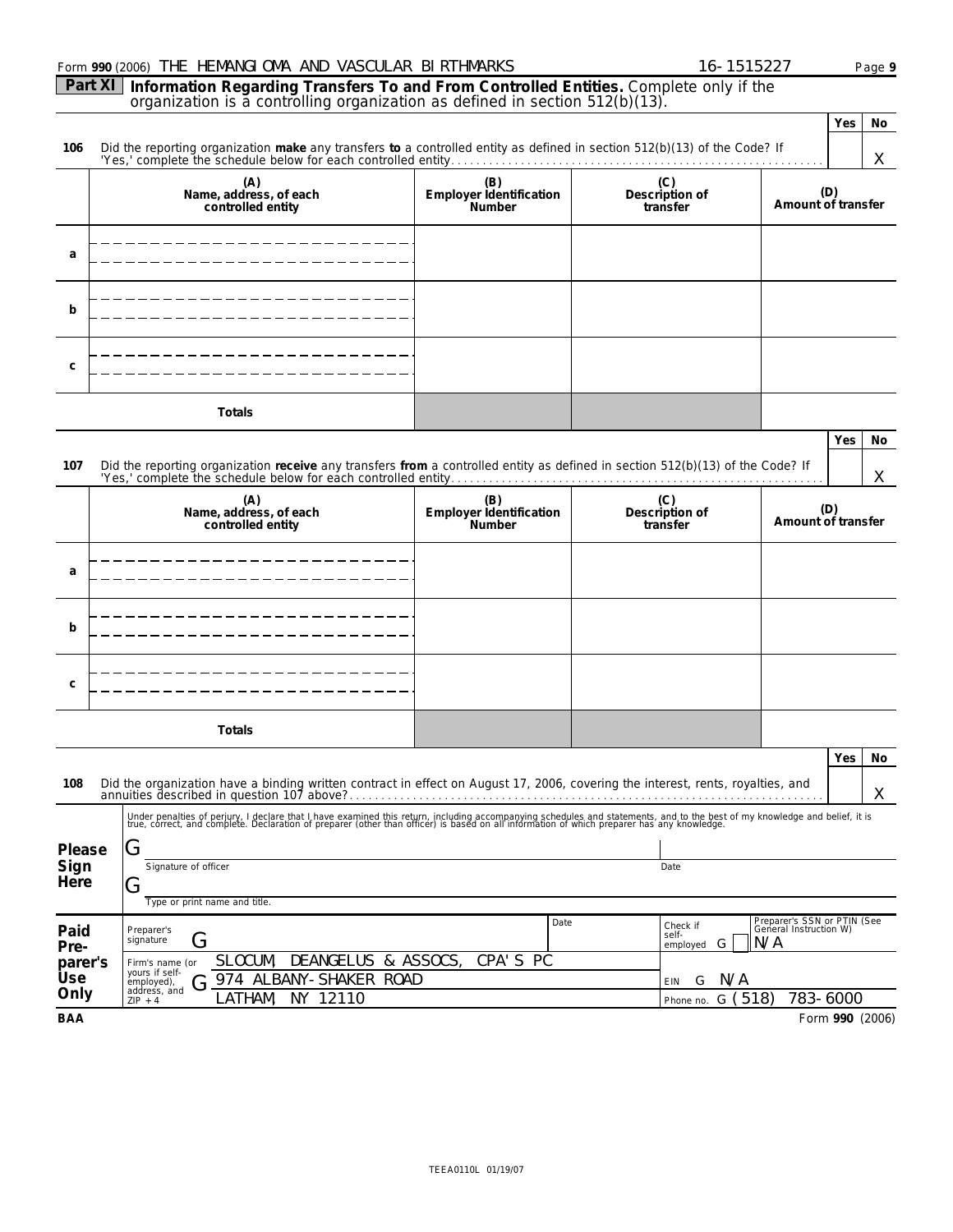Form **990** (2006) THE HEMANGIOMA AND VASCULAR BIRTHMARKS 16-1515227

**Part XI** **Information Regarding Transfers To and From Controlled Entities.** Complete only if the organization is a controlling organization as defined in section 512(b)(13).

| | | Yes | No |
|---|---|---|---|
| **106** | Did the reporting organization **make** any transfers **to** a controlled entity as defined in section 512(b)(13) of the Code? If 'Yes,' complete the schedule below for each controlled entity | | X |

| | (A) Name, address, of each controlled entity | (B) Employer Identification Number | (C) Description of transfer | (D) Amount of transfer |
|---|---|---|---|---|
| a | | | | |
| b | | | | |
| c | | | | |
| | **Totals** | | | |

| | | Yes | No |
|---|---|---|---|
| **107** | Did the reporting organization **receive** any transfers **from** a controlled entity as defined in section 512(b)(13) of the Code? If 'Yes,' complete the schedule below for each controlled entity | | X |

| | (A) Name, address, of each controlled entity | (B) Employer Identification Number | (C) Description of transfer | (D) Amount of transfer |
|---|---|---|---|---|
| a | | | | |
| b | | | | |
| c | | | | |
| | **Totals** | | | |

| | | Yes | No |
|---|---|---|---|
| **108** | Did the organization have a binding written contract in effect on August 17, 2006, covering the interest, rents, royalties, and annuities described in question 107 above? | | X |

Under penalties of perjury, I declare that I have examined this return, including accompanying schedules and statements, and to the best of my knowledge and belief, it is true, correct, and complete. Declaration of preparer (other than officer) is based on all information of which preparer has any knowledge.

**Please Sign Here**

Signature of officer — Date

Type or print name and title.

**Paid Preparer's Use Only**

| | | | |
|---|---|---|---|
| Preparer's signature | Date | Check if self-employed ☐ | Preparer's SSN or PTIN (See General Instruction W) N/A |
| Firm's name (or yours if self-employed), address, and ZIP + 4 | SLOCUM, DEANGELUS & ASSOCS, CPA'S PC<br>974 ALBANY-SHAKER ROAD<br>LATHAM, NY 12110 | EIN N/A | Phone no. (518) 783-6000 |

BAA Form **990** (2006)

TEEA0110L 01/19/07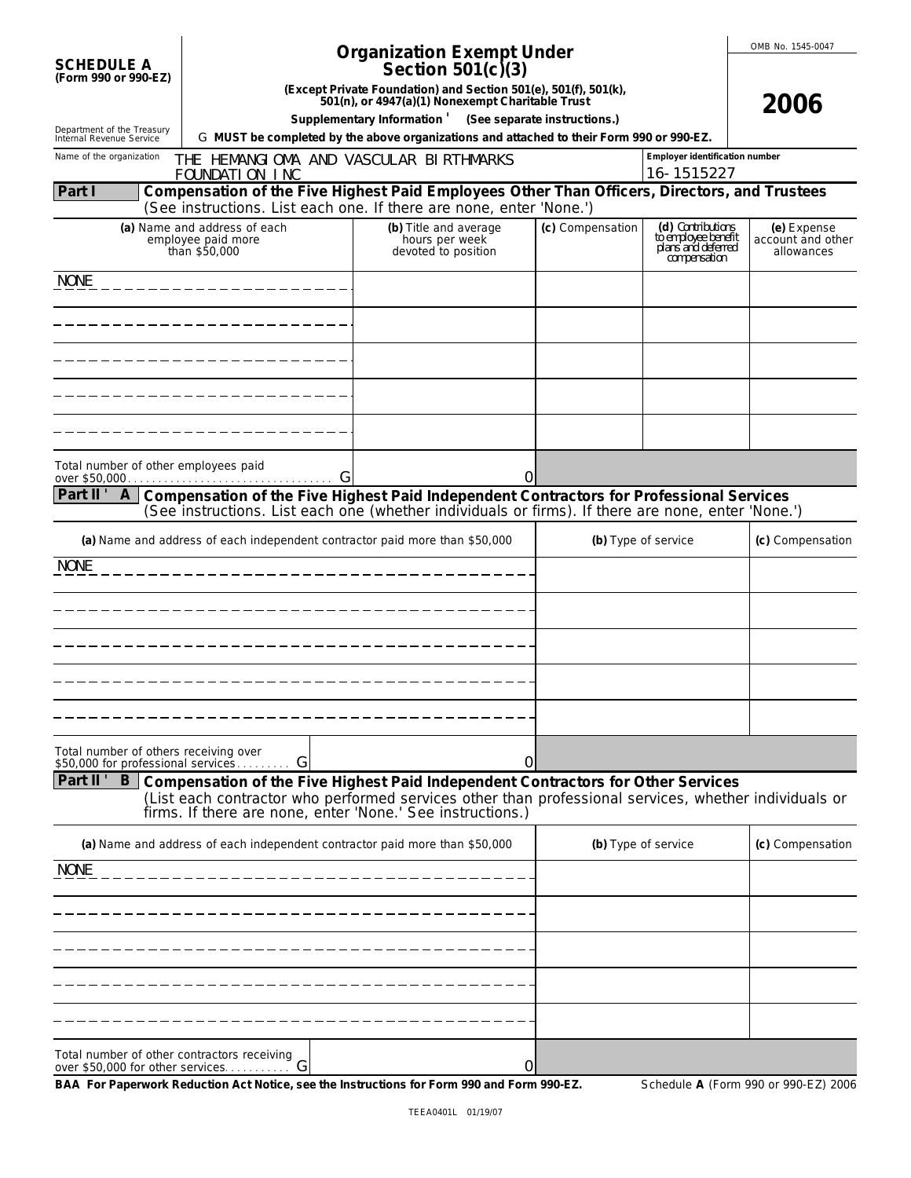**SCHEDULE A (Form 990 or 990-EZ)**

Department of the Treasury
Internal Revenue Service

# Organization Exempt Under Section 501(c)(3)

**(Except Private Foundation) and Section 501(e), 501(f), 501(k), 501(n), or 4947(a)(1) Nonexempt Charitable Trust**

**Supplementary Information ' (See separate instructions.)**

G **MUST be completed by the above organizations and attached to their Form 990 or 990-EZ.**

OMB No. 1545-0047

**2006**

Name of the organization: THE HEMANGIOMA AND VASCULAR BIRTHMARKS FOUNDATION INC

Employer identification number: 16-1515227

## Part I — Compensation of the Five Highest Paid Employees Other Than Officers, Directors, and Trustees

(See instructions. List each one. If there are none, enter 'None.')

| (a) Name and address of each employee paid more than $50,000 | (b) Title and average hours per week devoted to position | (c) Compensation | (d) Contributions to employee benefit plans and deferred compensation | (e) Expense account and other allowances |
|---|---|---|---|---|
| NONE | | | | |
| | | | | |
| | | | | |
| | | | | |
| | | | | |
| Total number of other employees paid over $50,000 . . . G | 0 | | | |

## Part II-A — Compensation of the Five Highest Paid Independent Contractors for Professional Services

(See instructions. List each one (whether individuals or firms). If there are none, enter 'None.')

| (a) Name and address of each independent contractor paid more than $50,000 | (b) Type of service | (c) Compensation |
|---|---|---|
| NONE | | |
| | | |
| | | |
| | | |
| | | |
| Total number of others receiving over $50,000 for professional services . . . G 0 | | |

## Part II-B — Compensation of the Five Highest Paid Independent Contractors for Other Services

(List each contractor who performed services other than professional services, whether individuals or firms. If there are none, enter 'None.' See instructions.)

| (a) Name and address of each independent contractor paid more than $50,000 | (b) Type of service | (c) Compensation |
|---|---|---|
| NONE | | |
| | | |
| | | |
| | | |
| | | |
| Total number of other contractors receiving over $50,000 for other services . . . G 0 | | |

**BAA For Paperwork Reduction Act Notice, see the Instructions for Form 990 and Form 990-EZ.** Schedule **A** (Form 990 or 990-EZ) 2006

TEEA0401L 01/19/07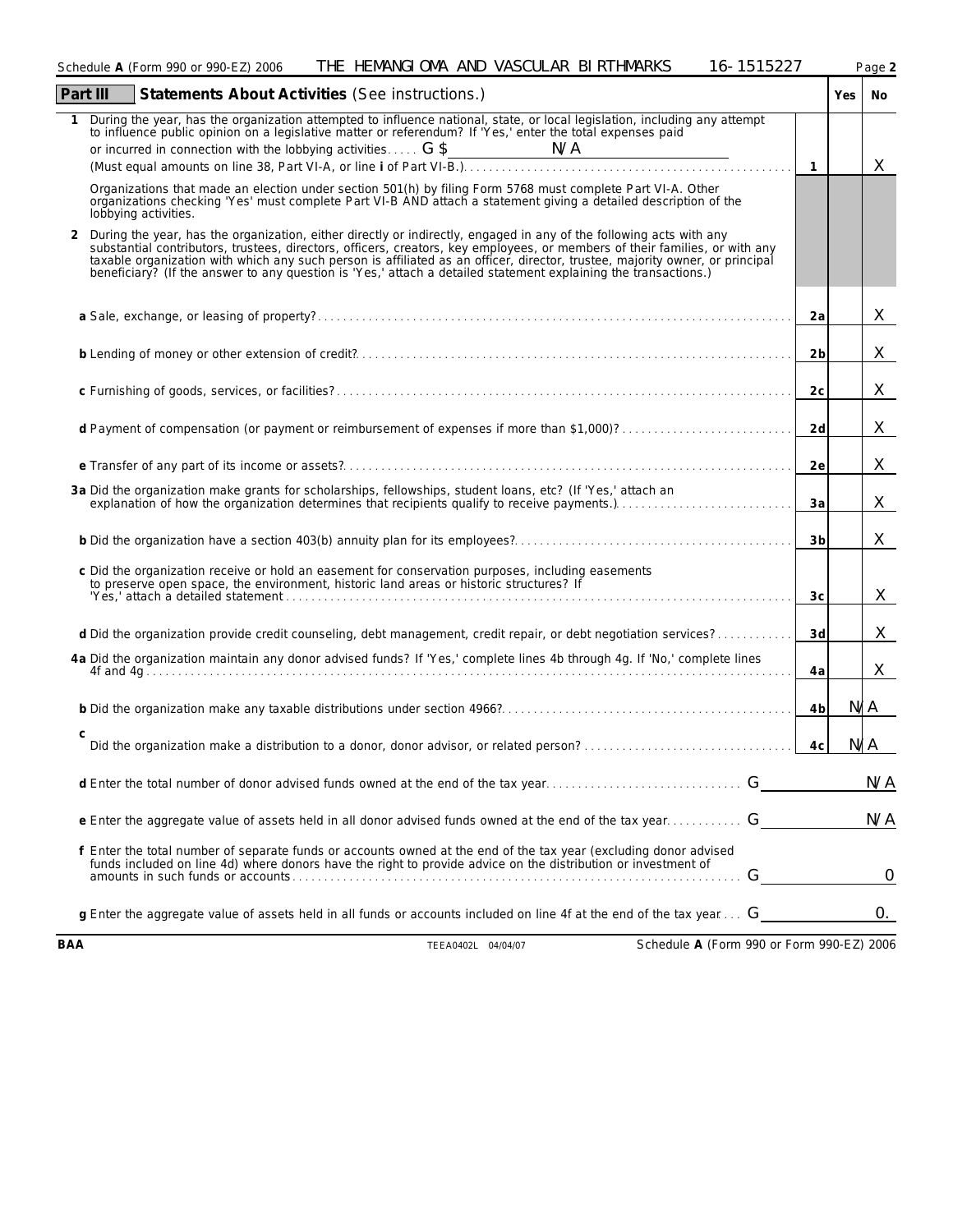Schedule **A** (Form 990 or 990-EZ) 2006 THE HEMANGIOMA AND VASCULAR BIRTHMARKS 16-1515227

## Part III Statements About Activities (See instructions.)

| | | Yes | No |
|---|---|---|---|
| **1** During the year, has the organization attempted to influence national, state, or local legislation, including any attempt to influence public opinion on a legislative matter or referendum? If 'Yes,' enter the total expenses paid or incurred in connection with the lobbying activities . . . . . G $ N/A (Must equal amounts on line 38, Part VI-A, or line **i** of Part VI-B.) | 1 | | X |
| Organizations that made an election under section 501(h) by filing Form 5768 must complete Part VI-A. Other organizations checking 'Yes' must complete Part VI-B AND attach a statement giving a detailed description of the lobbying activities. | | | |
| **2** During the year, has the organization, either directly or indirectly, engaged in any of the following acts with any substantial contributors, trustees, directors, officers, creators, key employees, or members of their families, or with any taxable organization with which any such person is affiliated as an officer, director, trustee, majority owner, or principal beneficiary? (If the answer to any question is 'Yes,' attach a detailed statement explaining the transactions.) | | | |
| **a** Sale, exchange, or leasing of property? | 2a | | X |
| **b** Lending of money or other extension of credit? | 2b | | X |
| **c** Furnishing of goods, services, or facilities? | 2c | | X |
| **d** Payment of compensation (or payment or reimbursement of expenses if more than $1,000)? | 2d | | X |
| **e** Transfer of any part of its income or assets? | 2e | | X |
| **3a** Did the organization make grants for scholarships, fellowships, student loans, etc? (If 'Yes,' attach an explanation of how the organization determines that recipients qualify to receive payments.) | 3a | | X |
| **b** Did the organization have a section 403(b) annuity plan for its employees? | 3b | | X |
| **c** Did the organization receive or hold an easement for conservation purposes, including easements to preserve open space, the environment, historic land areas or historic structures? If 'Yes,' attach a detailed statement | 3c | | X |
| **d** Did the organization provide credit counseling, debt management, credit repair, or debt negotiation services? | 3d | | X |
| **4a** Did the organization maintain any donor advised funds? If 'Yes,' complete lines 4b through 4g. If 'No,' complete lines 4f and 4g | 4a | | X |
| **b** Did the organization make any taxable distributions under section 4966? | 4b | N/A | |
| **c** Did the organization make a distribution to a donor, donor advisor, or related person? | 4c | N/A | |
| **d** Enter the total number of donor advised funds owned at the end of the tax year . . . G | | | N/A |
| **e** Enter the aggregate value of assets held in all donor advised funds owned at the end of the tax year . . . G | | | N/A |
| **f** Enter the total number of separate funds or accounts owned at the end of the tax year (excluding donor advised funds included on line 4d) where donors have the right to provide advice on the distribution or investment of amounts in such funds or accounts . . . G | | | 0 |
| **g** Enter the aggregate value of assets held in all funds or accounts included on line 4f at the end of the tax year . . . G | | | 0. |

BAA TEEA0402L 04/04/07 Schedule **A** (Form 990 or Form 990-EZ) 2006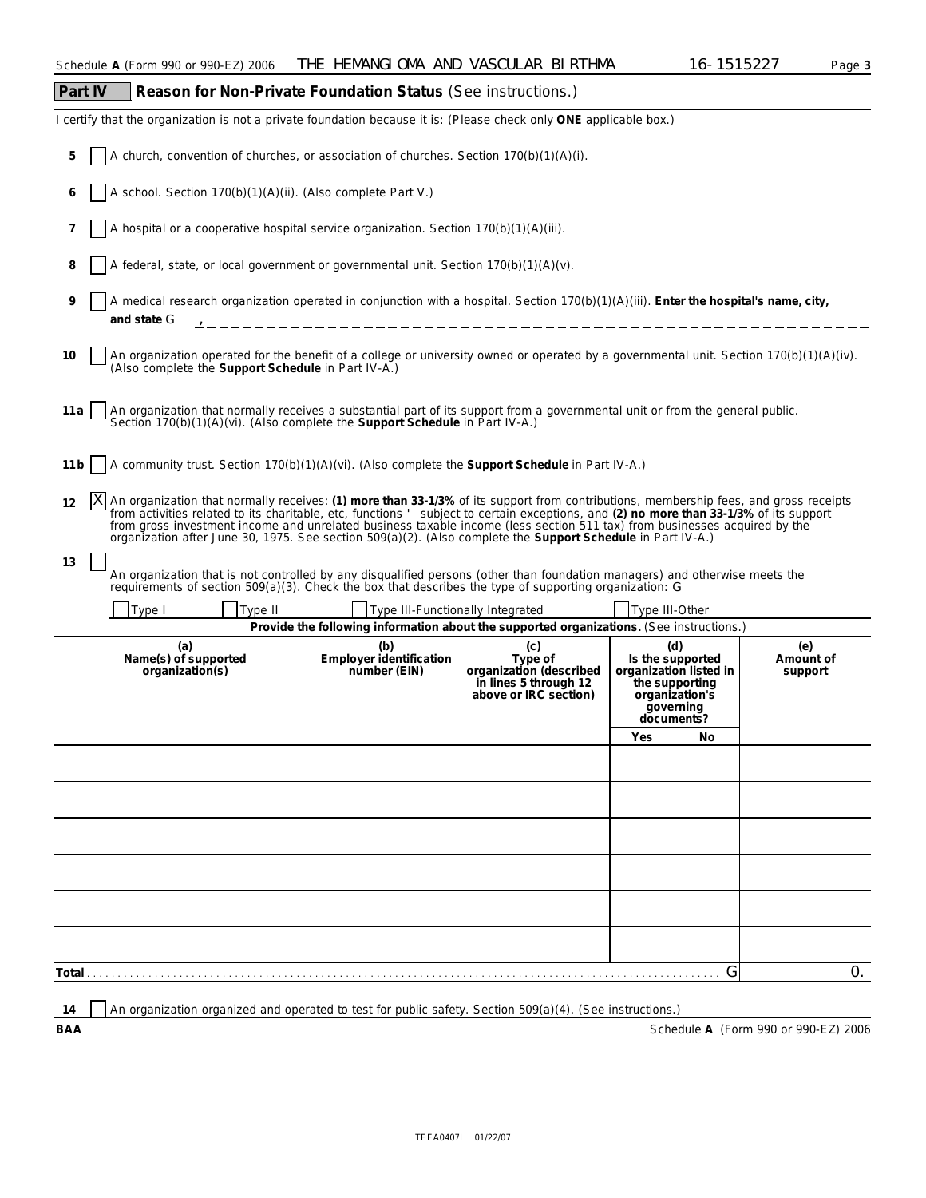Schedule **A** (Form 990 or 990-EZ) 2006 THE HEMANGIOMA AND VASCULAR BIRTHMA 16-1515227 Page **3**

## Part IV Reason for Non-Private Foundation Status (See instructions.)

I certify that the organization is not a private foundation because it is: (Please check only **ONE** applicable box.)

**5** [ ] A church, convention of churches, or association of churches. Section 170(b)(1)(A)(i).

**6** [ ] A school. Section 170(b)(1)(A)(ii). (Also complete Part V.)

**7** [ ] A hospital or a cooperative hospital service organization. Section 170(b)(1)(A)(iii).

**8** [ ] A federal, state, or local government or governmental unit. Section 170(b)(1)(A)(v).

**9** [ ] A medical research organization operated in conjunction with a hospital. Section 170(b)(1)(A)(iii). **Enter the hospital's name, city, and state** G ,

**10** [ ] An organization operated for the benefit of a college or university owned or operated by a governmental unit. Section 170(b)(1)(A)(iv). (Also complete the **Support Schedule** in Part IV-A.)

**11a** [ ] An organization that normally receives a substantial part of its support from a governmental unit or from the general public. Section 170(b)(1)(A)(vi). (Also complete the **Support Schedule** in Part IV-A.)

**11b** [ ] A community trust. Section 170(b)(1)(A)(vi). (Also complete the **Support Schedule** in Part IV-A.)

**12** [X] An organization that normally receives: **(1) more than 33-1/3%** of its support from contributions, membership fees, and gross receipts from activities related to its charitable, etc, functions ' subject to certain exceptions, and **(2) no more than 33-1/3%** of its support from gross investment income and unrelated business taxable income (less section 511 tax) from businesses acquired by the organization after June 30, 1975. See section 509(a)(2). (Also complete the **Support Schedule** in Part IV-A.)

**13** [ ] An organization that is not controlled by any disqualified persons (other than foundation managers) and otherwise meets the requirements of section 509(a)(3). Check the box that describes the type of supporting organization: G

[ ] Type I [ ] Type II [ ] Type III-Functionally Integrated [ ] Type III-Other

**Provide the following information about the supported organizations.** (See instructions.)

| (a) Name(s) of supported organization(s) | (b) Employer identification number (EIN) | (c) Type of organization (described in lines 5 through 12 above or IRC section) | (d) Is the supported organization listed in the supporting organization's governing documents? Yes | No | (e) Amount of support |
|---|---|---|---|---|---|
| | | | | | |
| | | | | | |
| | | | | | |
| | | | | | |
| | | | | | |
| | | | | | |
| **Total** | | | | G | 0. |

**14** [ ] An organization organized and operated to test for public safety. Section 509(a)(4). (See instructions.)

**BAA** Schedule **A** (Form 990 or 990-EZ) 2006

TEEA0407L 01/22/07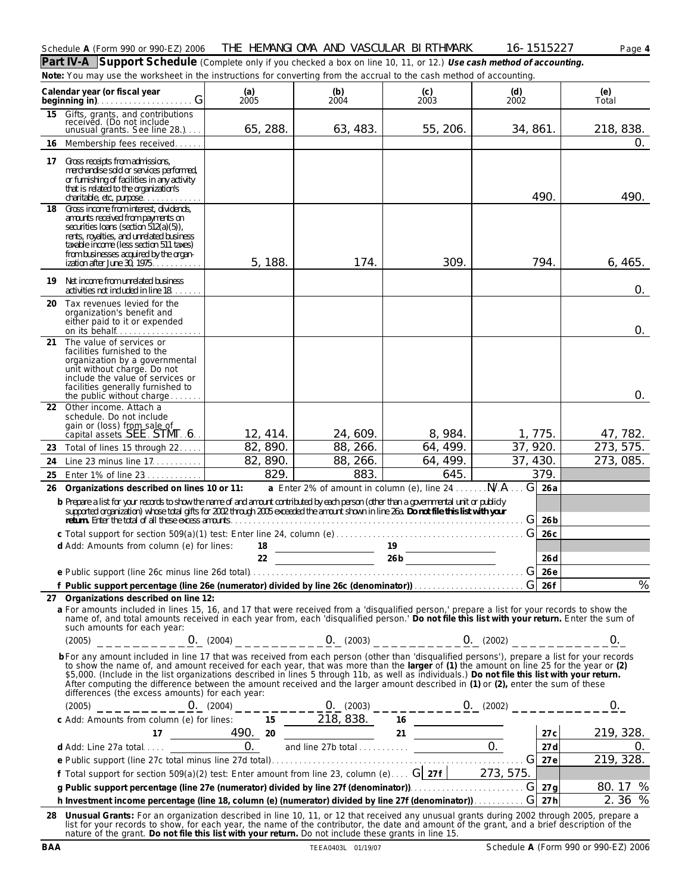Schedule **A** (Form 990 or 990-EZ) 2006 THE HEMANGIOMA AND VASCULAR BIRTHMARK 16-1515227 Page **4**

**Part IV-A Support Schedule** (Complete only if you checked a box on line 10, 11, or 12.) ***Use cash method of accounting.***

**Note:** You may use the worksheet in the instructions for converting from the accrual to the cash method of accounting.

| Calendar year (or fiscal year beginning in) | (a) 2005 | (b) 2004 | (c) 2003 | (d) 2002 | (e) Total |
|---|---|---|---|---|---|
| **15** Gifts, grants, and contributions received. (Do not include unusual grants. See line 28.) | 65,288. | 63,483. | 55,206. | 34,861. | 218,838. |
| **16** Membership fees received | | | | | 0. |
| **17** Gross receipts from admissions, merchandise sold or services performed, or furnishing of facilities in any activity that is related to the organization's charitable, etc, purpose | | | | 490. | 490. |
| **18** Gross income from interest, dividends, amounts received from payments on securities loans (section 512(a)(5)), rents, royalties, and unrelated business taxable income (less section 511 taxes) from businesses acquired by the organization after June 30, 1975 | 5,188. | 174. | 309. | 794. | 6,465. |
| **19** Net income from unrelated business activities not included in line 18 | | | | | 0. |
| **20** Tax revenues levied for the organization's benefit and either paid to it or expended on its behalf | | | | | 0. |
| **21** The value of services or facilities furnished to the organization by a governmental unit without charge. Do not include the value of services or facilities generally furnished to the public without charge | | | | | 0. |
| **22** Other income. Attach a schedule. Do not include gain or (loss) from sale of capital assets SEE STMT 6 | 12,414. | 24,609. | 8,984. | 1,775. | 47,782. |
| **23** Total of lines 15 through 22 | 82,890. | 88,266. | 64,499. | 37,920. | 273,575. |
| **24** Line 23 minus line 17 | 82,890. | 88,266. | 64,499. | 37,430. | 273,085. |
| **25** Enter 1% of line 23 | 829. | 883. | 645. | 379. | |

**26 Organizations described on lines 10 or 11:** **a** Enter 2% of amount in column (e), line 24 N/A **26a**

**b** Prepare a list for your records to show the name of and amount contributed by each person (other than a governmental unit or publicly supported organization) whose total gifts for 2002 through 2005 exceeded the amount shown in line 26a. **Do not file this list with your return.** Enter the total of all these excess amounts **26b**

**c** Total support for section 509(a)(1) test: Enter line 24, column (e) **26c**

**d** Add: Amounts from column (e) for lines: 18 ___ 19 ___ 22 ___ 26b ___ **26d**

**e** Public support (line 26c minus line 26d total) **26e**

**f Public support percentage (line 26e (numerator) divided by line 26c (denominator))** **26f** %

**27 Organizations described on line 12:**

**a** For amounts included in lines 15, 16, and 17 that were received from a 'disqualified person,' prepare a list for your records to show the name of, and total amounts received in each year from, each 'disqualified person.' **Do not file this list with your return.** Enter the sum of such amounts for each year:

(2005) 0. (2004) 0. (2003) 0. (2002) 0.

**b** For any amount included in line 17 that was received from each person (other than 'disqualified persons'), prepare a list for your records to show the name of, and amount received for each year, that was more than the **larger** of **(1)** the amount on line 25 for the year or **(2)** $5,000. (Include in the list organizations described in lines 5 through 11b, as well as individuals.) **Do not file this list with your return.** After computing the difference between the amount received and the larger amount described in **(1)** or **(2)**, enter the sum of these differences (the excess amounts) for each year:

(2005) 0. (2004) 0. (2003) 0. (2002) 0.

**c** Add: Amounts from column (e) for lines: 15 218,838. 16 ___ 17 490. 20 ___ 21 ___ **27c** 219,328.

**d** Add: Line 27a total 0. and line 27b total 0. **27d** 0.

**e** Public support (line 27c total minus line 27d total) **27e** 219,328.

**f** Total support for section 509(a)(2) test: Enter amount from line 23, column (e) **27f** 273,575.

**g Public support percentage (line 27e (numerator) divided by line 27f (denominator))** **27g** 80.17 %

**h Investment income percentage (line 18, column (e) (numerator) divided by line 27f (denominator))** **27h** 2.36 %

**28 Unusual Grants:** For an organization described in line 10, 11, or 12 that received any unusual grants during 2002 through 2005, prepare a list for your records to show, for each year, the name of the contributor, the date and amount of the grant, and a brief description of the nature of the grant. **Do not file this list with your return.** Do not include these grants in line 15.

BAA TEEA0403L 01/19/07 Schedule **A** (Form 990 or 990-EZ) 2006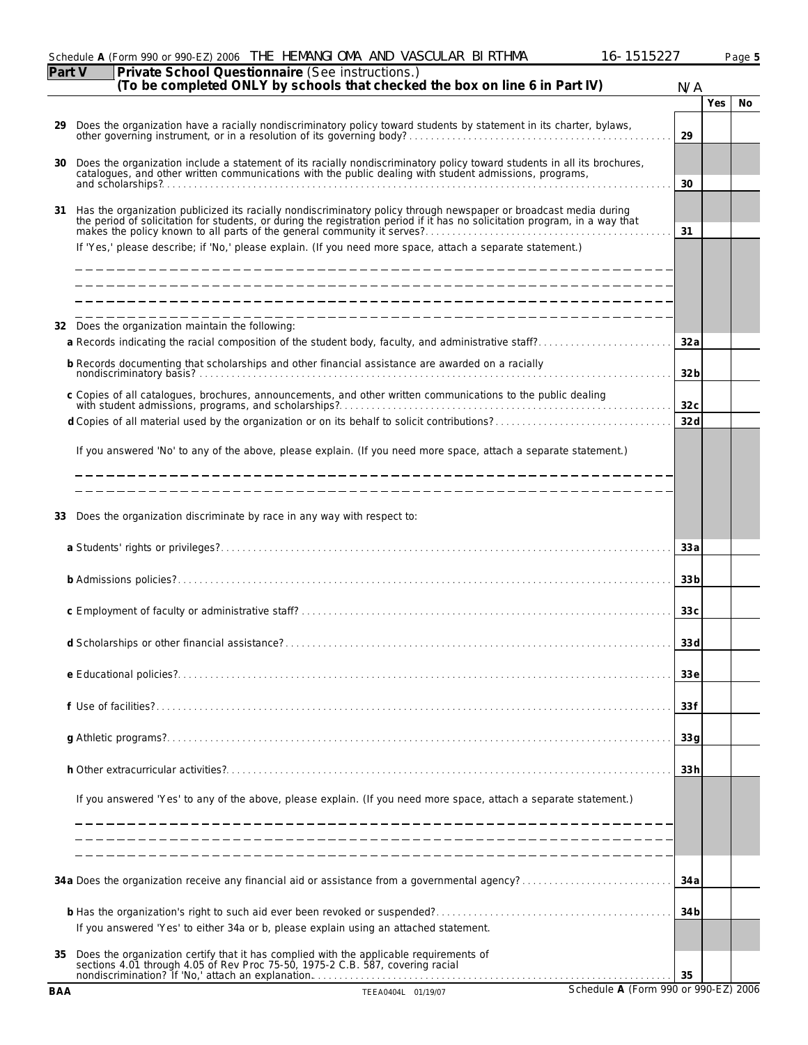Schedule **A** (Form 990 or 990-EZ) 2006 THE HEMANGIOMA AND VASCULAR BIRTHMA 16-1515227

**Part V** **Private School Questionnaire** (See instructions.)
**(To be completed ONLY by schools that checked the box on line 6 in Part IV)** N/A

| | | Yes | No |
|---|---|---|---|
| **29** Does the organization have a racially nondiscriminatory policy toward students by statement in its charter, bylaws, other governing instrument, or in a resolution of its governing body? | 29 | | |
| **30** Does the organization include a statement of its racially nondiscriminatory policy toward students in all its brochures, catalogues, and other written communications with the public dealing with student admissions, programs, and scholarships? | 30 | | |
| **31** Has the organization publicized its racially nondiscriminatory policy through newspaper or broadcast media during the period of solicitation for students, or during the registration period if it has no solicitation program, in a way that makes the policy known to all parts of the general community it serves? | 31 | | |

If 'Yes,' please describe; if 'No,' please explain. (If you need more space, attach a separate statement.)

| | | Yes | No |
|---|---|---|---|
| **32** Does the organization maintain the following: | | | |
| **a** Records indicating the racial composition of the student body, faculty, and administrative staff? | 32a | | |
| **b** Records documenting that scholarships and other financial assistance are awarded on a racially nondiscriminatory basis? | 32b | | |
| **c** Copies of all catalogues, brochures, announcements, and other written communications to the public dealing with student admissions, programs, and scholarships? | 32c | | |
| **d** Copies of all material used by the organization or on its behalf to solicit contributions? | 32d | | |

If you answered 'No' to any of the above, please explain. (If you need more space, attach a separate statement.)

| | | Yes | No |
|---|---|---|---|
| **33** Does the organization discriminate by race in any way with respect to: | | | |
| **a** Students' rights or privileges? | 33a | | |
| **b** Admissions policies? | 33b | | |
| **c** Employment of faculty or administrative staff? | 33c | | |
| **d** Scholarships or other financial assistance? | 33d | | |
| **e** Educational policies? | 33e | | |
| **f** Use of facilities? | 33f | | |
| **g** Athletic programs? | 33g | | |
| **h** Other extracurricular activities? | 33h | | |

If you answered 'Yes' to any of the above, please explain. (If you need more space, attach a separate statement.)

| | | Yes | No |
|---|---|---|---|
| **34a** Does the organization receive any financial aid or assistance from a governmental agency? | 34a | | |
| **b** Has the organization's right to such aid ever been revoked or suspended? | 34b | | |
| If you answered 'Yes' to either 34a or b, please explain using an attached statement. | | | |
| **35** Does the organization certify that it has complied with the applicable requirements of sections 4.01 through 4.05 of Rev Proc 75-50, 1975-2 C.B. 587, covering racial nondiscrimination? If 'No,' attach an explanation. | 35 | | |

BAA TEEA0404L 01/19/07 Schedule **A** (Form 990 or 990-EZ) 2006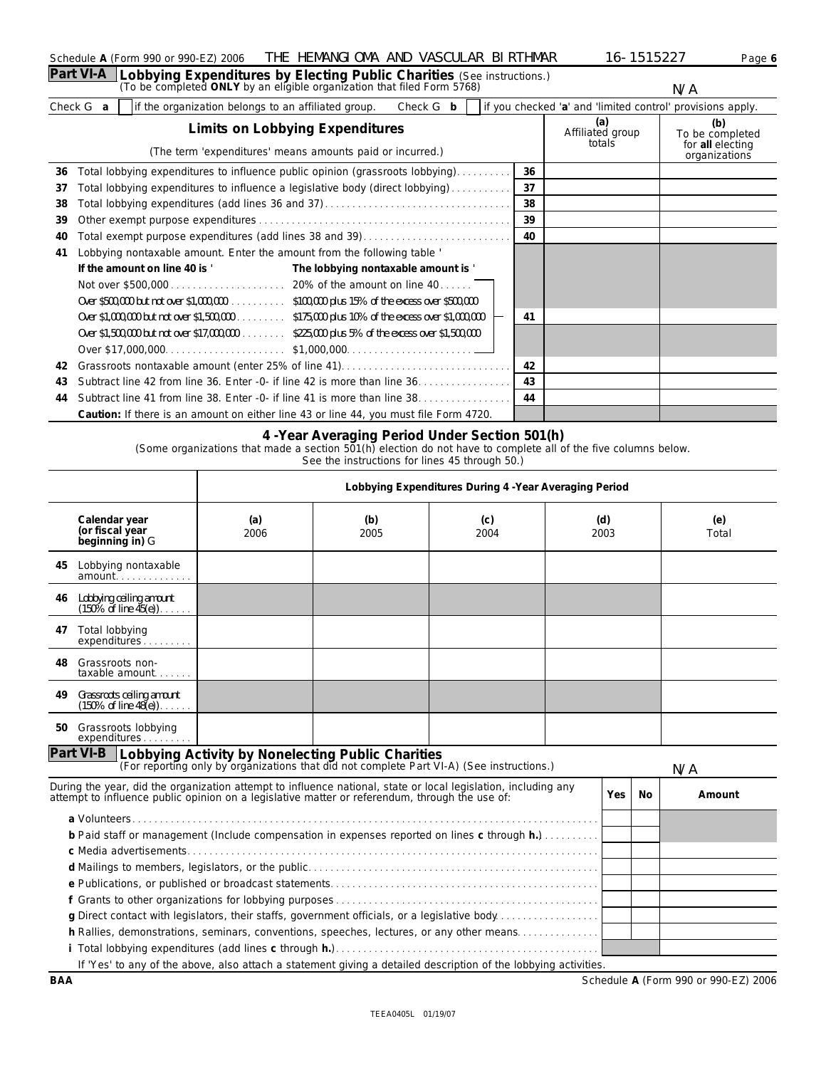Schedule **A** (Form 990 or 990-EZ) 2006 THE HEMANGIOMA AND VASCULAR BIRTHMAR 16-1515227

## Part VI-A Lobbying Expenditures by Electing Public Charities (See instructions.)

(To be completed **ONLY** by an eligible organization that filed Form 5768)

N/A

Check ▶ **a** ☐ if the organization belongs to an affiliated group. Check ▶ **b** ☐ if you checked '**a**' and 'limited control' provisions apply.

| Limits on Lobbying Expenditures (The term 'expenditures' means amounts paid or incurred.) | | (a) Affiliated group totals | (b) To be completed for **all** electing organizations |
|---|---|---|---|
| **36** Total lobbying expenditures to influence public opinion (grassroots lobbying) | 36 | | |
| **37** Total lobbying expenditures to influence a legislative body (direct lobbying) | 37 | | |
| **38** Total lobbying expenditures (add lines 36 and 37) | 38 | | |
| **39** Other exempt purpose expenditures | 39 | | |
| **40** Total exempt purpose expenditures (add lines 38 and 39) | 40 | | |
| **41** Lobbying nontaxable amount. Enter the amount from the following table ' | | | |
| **If the amount on line 40 is '** — **The lobbying nontaxable amount is '** | | | |
| Not over $500,000 — 20% of the amount on line 40 | | | |
| Over $500,000 but not over $1,000,000 — $100,000 plus 15% of the excess over $500,000 | | | |
| Over $1,000,000 but not over $1,500,000 — $175,000 plus 10% of the excess over $1,000,000 | 41 | | |
| Over $1,500,000 but not over $17,000,000 — $225,000 plus 5% of the excess over $1,500,000 | | | |
| Over $17,000,000 — $1,000,000 | | | |
| **42** Grassroots nontaxable amount (enter 25% of line 41) | 42 | | |
| **43** Subtract line 42 from line 36. Enter -0- if line 42 is more than line 36 | 43 | | |
| **44** Subtract line 41 from line 38. Enter -0- if line 41 is more than line 38 | 44 | | |
| **Caution:** If there is an amount on either line 43 or line 44, you must file Form 4720. | | | |

### 4-Year Averaging Period Under Section 501(h)

(Some organizations that made a section 501(h) election do not have to complete all of the five columns below. See the instructions for lines 45 through 50.)

| | Lobbying Expenditures During 4-Year Averaging Period | | | | |
|---|---|---|---|---|---|
| **Calendar year (or fiscal year beginning in)** ▶ | **(a)** 2006 | **(b)** 2005 | **(c)** 2004 | **(d)** 2003 | **(e)** Total |
| **45** Lobbying nontaxable amount | | | | | |
| **46** Lobbying ceiling amount (150% of line 45(e)) | | | | | |
| **47** Total lobbying expenditures | | | | | |
| **48** Grassroots nontaxable amount | | | | | |
| **49** Grassroots ceiling amount (150% of line 48(e)) | | | | | |
| **50** Grassroots lobbying expenditures | | | | | |

## Part VI-B Lobbying Activity by Nonelecting Public Charities

(For reporting only by organizations that did not complete Part VI-A) (See instructions.)

N/A

| During the year, did the organization attempt to influence national, state or local legislation, including any attempt to influence public opinion on a legislative matter or referendum, through the use of: | Yes | No | Amount |
|---|---|---|---|
| **a** Volunteers | | | |
| **b** Paid staff or management (Include compensation in expenses reported on lines **c** through **h.**) | | | |
| **c** Media advertisements | | | |
| **d** Mailings to members, legislators, or the public | | | |
| **e** Publications, or published or broadcast statements | | | |
| **f** Grants to other organizations for lobbying purposes | | | |
| **g** Direct contact with legislators, their staffs, government officials, or a legislative body | | | |
| **h** Rallies, demonstrations, seminars, conventions, speeches, lectures, or any other means | | | |
| **i** Total lobbying expenditures (add lines **c** through **h.**) | | | |

If 'Yes' to any of the above, also attach a statement giving a detailed description of the lobbying activities.

BAA Schedule **A** (Form 990 or 990-EZ) 2006

TEEA0405L 01/19/07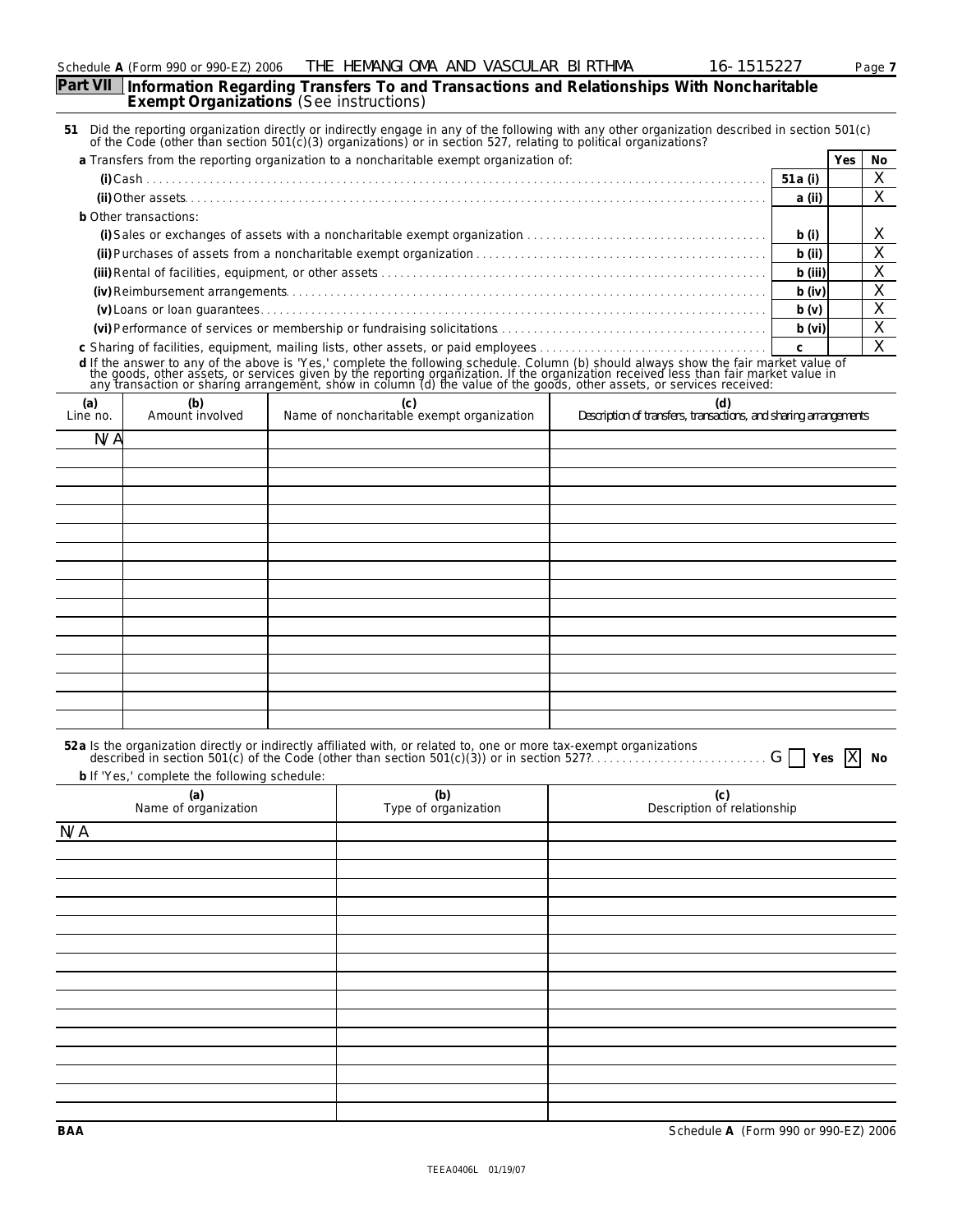## Part VII Information Regarding Transfers To and Transactions and Relationships With Noncharitable Exempt Organizations (See instructions)

**51** Did the reporting organization directly or indirectly engage in any of the following with any other organization described in section 501(c) of the Code (other than section 501(c)(3) organizations) or in section 527, relating to political organizations?

| | | Yes | No |
|---|---|---|---|
| **a** Transfers from the reporting organization to a noncharitable exempt organization of: | | | |
| **(i)** Cash | **51a (i)** | | X |
| **(ii)** Other assets | **a (ii)** | | X |
| **b** Other transactions: | | | |
| **(i)** Sales or exchanges of assets with a noncharitable exempt organization | **b (i)** | | X |
| **(ii)** Purchases of assets from a noncharitable exempt organization | **b (ii)** | | X |
| **(iii)** Rental of facilities, equipment, or other assets | **b (iii)** | | X |
| **(iv)** Reimbursement arrangements | **b (iv)** | | X |
| **(v)** Loans or loan guarantees | **b (v)** | | X |
| **(vi)** Performance of services or membership or fundraising solicitations | **b (vi)** | | X |
| **c** Sharing of facilities, equipment, mailing lists, other assets, or paid employees | **c** | | X |

**d** If the answer to any of the above is 'Yes,' complete the following schedule. Column (b) should always show the fair market value of the goods, other assets, or services given by the reporting organization. If the organization received less than fair market value in any transaction or sharing arrangement, show in column (d) the value of the goods, other assets, or services received:

| (a) Line no. | (b) Amount involved | (c) Name of noncharitable exempt organization | (d) Description of transfers, transactions, and sharing arrangements |
|---|---|---|---|
| N/A | | | |

**52a** Is the organization directly or indirectly affiliated with, or related to, one or more tax-exempt organizations described in section 501(c) of the Code (other than section 501(c)(3)) or in section 527? G ☐ **Yes** ☒ **No**

**b** If 'Yes,' complete the following schedule:

| (a) Name of organization | (b) Type of organization | (c) Description of relationship |
|---|---|---|
| N/A | | |

BAA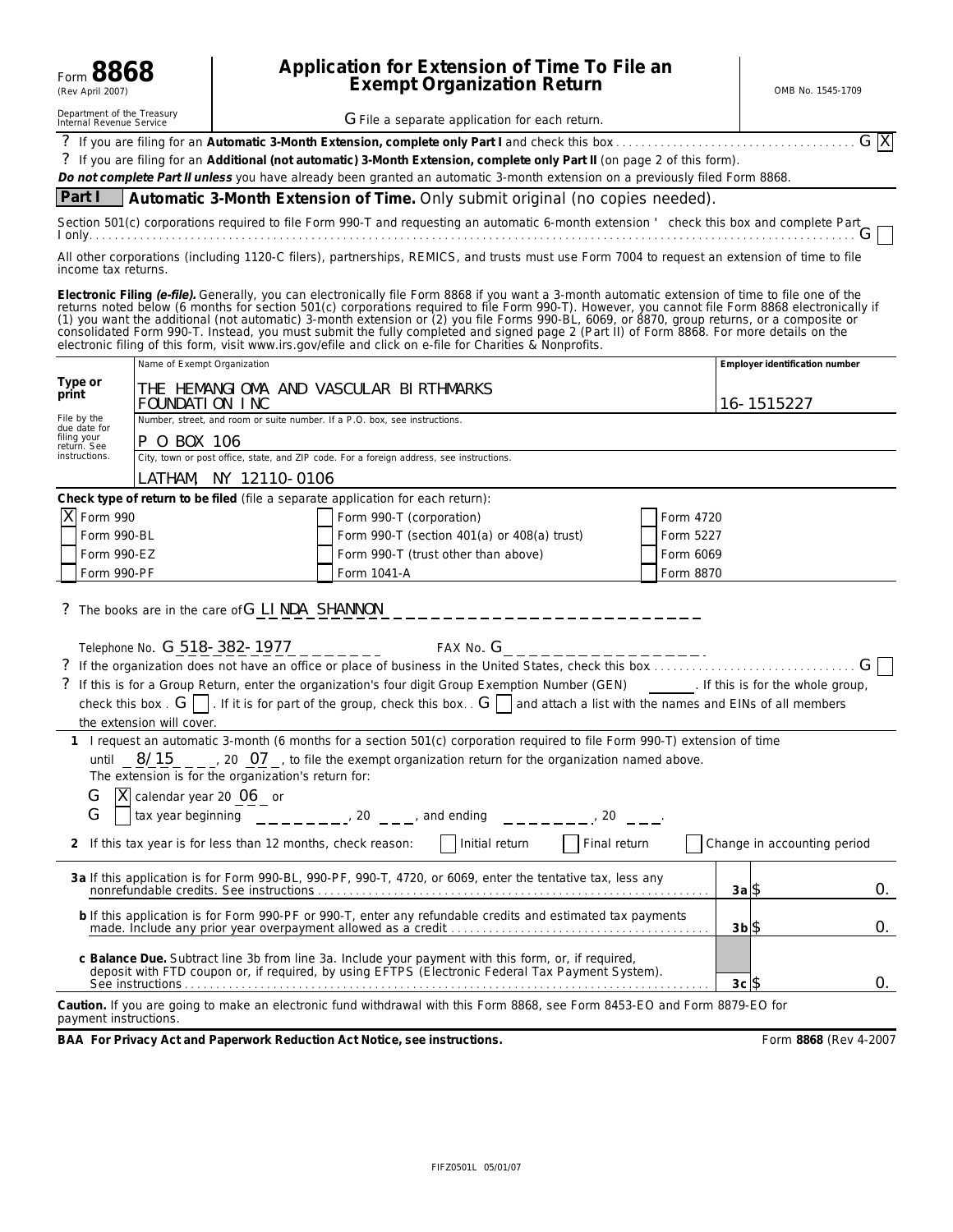Form **8868** (Rev April 2007)

Department of the Treasury Internal Revenue Service

# Application for Extension of Time To File an Exempt Organization Return

OMB No. 1545-1709

G File a separate application for each return.

? If you are filing for an **Automatic 3-Month Extension, complete only Part I** and check this box . . . . . . . . . . G [X]

? If you are filing for an **Additional (not automatic) 3-Month Extension, complete only Part II** (on page 2 of this form).

***Do not complete Part II unless*** *you have already been granted an automatic 3-month extension on a previously filed Form 8868.*

## Part I Automatic 3-Month Extension of Time. Only submit original (no copies needed).

Section 501(c) corporations required to file Form 990-T and requesting an automatic 6-month extension ' check this box and complete Part I only . . . . . . . . . . G [ ]

All other corporations (including 1120-C filers), partnerships, REMICS, and trusts must use Form 7004 to request an extension of time to file income tax returns.

**Electronic Filing *(e-file)*.** Generally, you can electronically file Form 8868 if you want a 3-month automatic extension of time to file one of the returns noted below (6 months for section 501(c) corporations required to file Form 990-T). However, you cannot file Form 8868 electronically if (1) you want the additional (not automatic) 3-month extension or (2) you file Forms 990-BL, 6069, or 8870, group returns, or a composite or consolidated Form 990-T. Instead, you must submit the fully completed and signed page 2 (Part II) of Form 8868. For more details on the electronic filing of this form, visit www.irs.gov/efile and click on e-file for Charities & Nonprofits.

| **Type or print** | Name of Exempt Organization | **Employer identification number** |
|---|---|---|
| | THE HEMANGIOMA AND VASCULAR BIRTHMARKS FOUNDATION INC | 16-1515227 |
| File by the due date for filing your return. See instructions. | Number, street, and room or suite number. If a P.O. box, see instructions. | |
| | P O BOX 106 | |
| | City, town or post office, state, and ZIP code. For a foreign address, see instructions. | |
| | LATHAM, NY 12110-0106 | |

**Check type of return to be filed** (file a separate application for each return):

| | | |
|---|---|---|
| [X] Form 990 | [ ] Form 990-T (corporation) | [ ] Form 4720 |
| [ ] Form 990-BL | [ ] Form 990-T (section 401(a) or 408(a) trust) | [ ] Form 5227 |
| [ ] Form 990-EZ | [ ] Form 990-T (trust other than above) | [ ] Form 6069 |
| [ ] Form 990-PF | [ ] Form 1041-A | [ ] Form 8870 |

? The books are in the care of G LINDA SHANNON

Telephone No. G 518-382-1977 FAX No. G

? If the organization does not have an office or place of business in the United States, check this box . . . . . . . . . . G [ ]

? If this is for a Group Return, enter the organization's four digit Group Exemption Number (GEN) ______. If this is for the whole group, check this box . G [ ] . If it is for part of the group, check this box . . G [ ] and attach a list with the names and EINs of all members the extension will cover.

**1** I request an automatic 3-month (6 months for a section 501(c) corporation required to file Form 990-T) extension of time until 8/15, 20 07, to file the exempt organization return for the organization named above. The extension is for the organization's return for:

G [X] calendar year 20 06 or

G [ ] tax year beginning ________, 20 ___, and ending ________, 20 ___.

**2** If this tax year is for less than 12 months, check reason: [ ] Initial return [ ] Final return [ ] Change in accounting period

| | | |
|---|---|---|
| **3a** If this application is for Form 990-BL, 990-PF, 990-T, 4720, or 6069, enter the tentative tax, less any nonrefundable credits. See instructions | **3a** $ | 0. |
| **b** If this application is for Form 990-PF or 990-T, enter any refundable credits and estimated tax payments made. Include any prior year overpayment allowed as a credit | **3b** $ | 0. |
| **c Balance Due.** Subtract line 3b from line 3a. Include your payment with this form, or, if required, deposit with FTD coupon or, if required, by using EFTPS (Electronic Federal Tax Payment System). See instructions | **3c** $ | 0. |

**Caution.** If you are going to make an electronic fund withdrawal with this Form 8868, see Form 8453-EO and Form 8879-EO for payment instructions.

**BAA For Privacy Act and Paperwork Reduction Act Notice, see instructions.** Form **8868** (Rev 4-2007)

FIFZ0501L 05/01/07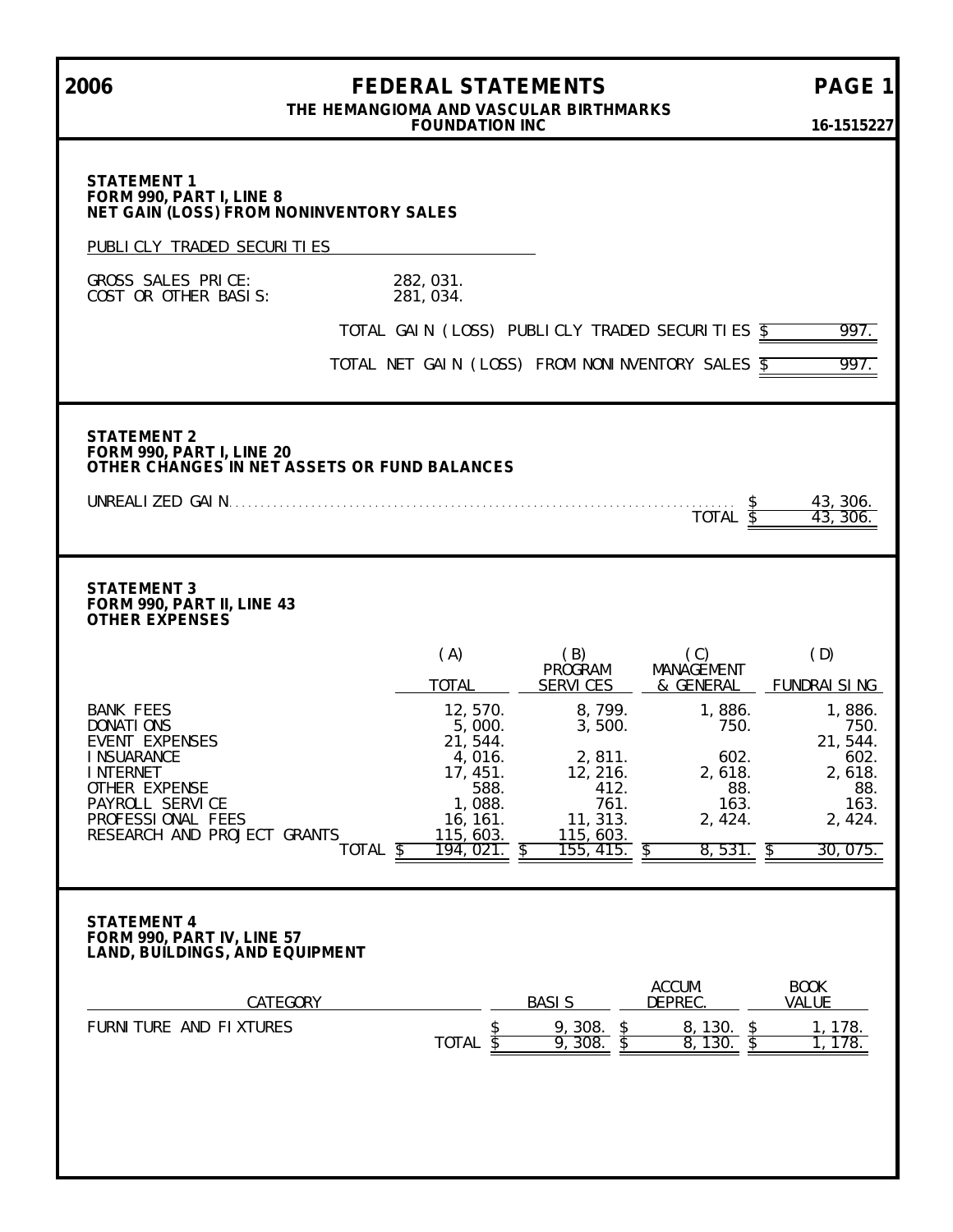# 2006 FEDERAL STATEMENTS

**THE HEMANGIOMA AND VASCULAR BIRTHMARKS FOUNDATION INC** — **16-1515227**

## STATEMENT 1
### FORM 990, PART I, LINE 8
### NET GAIN (LOSS) FROM NONINVENTORY SALES

PUBLICLY TRADED SECURITIES

| | |
|---|---|
| GROSS SALES PRICE: | 282,031. |
| COST OR OTHER BASIS: | 281,034. |

| | |
|---|---|
| TOTAL GAIN (LOSS) PUBLICLY TRADED SECURITIES | $ 997. |
| TOTAL NET GAIN (LOSS) FROM NONINVENTORY SALES | $ 997. |

## STATEMENT 2
### FORM 990, PART I, LINE 20
### OTHER CHANGES IN NET ASSETS OR FUND BALANCES

| | |
|---|---|
| UNREALIZED GAIN | $ 43,306. |
| TOTAL | $ 43,306. |

## STATEMENT 3
### FORM 990, PART II, LINE 43
### OTHER EXPENSES

| | (A) TOTAL | (B) PROGRAM SERVICES | (C) MANAGEMENT & GENERAL | (D) FUNDRAISING |
|---|---|---|---|---|
| BANK FEES | 12,570. | 8,799. | 1,886. | 1,886. |
| DONATIONS | 5,000. | 3,500. | 750. | 750. |
| EVENT EXPENSES | 21,544. | | | 21,544. |
| INSUARANCE | 4,016. | 2,811. | 602. | 602. |
| INTERNET | 17,451. | 12,216. | 2,618. | 2,618. |
| OTHER EXPENSE | 588. | 412. | 88. | 88. |
| PAYROLL SERVICE | 1,088. | 761. | 163. | 163. |
| PROFESSIONAL FEES | 16,161. | 11,313. | 2,424. | 2,424. |
| RESEARCH AND PROJECT GRANTS | 115,603. | 115,603. | | |
| TOTAL | $ 194,021. | $ 155,415. | $ 8,531. | $ 30,075. |

## STATEMENT 4
### FORM 990, PART IV, LINE 57
### LAND, BUILDINGS, AND EQUIPMENT

| CATEGORY | BASIS | ACCUM. DEPREC. | BOOK VALUE |
|---|---|---|---|
| FURNITURE AND FIXTURES | $ 9,308. | $ 8,130. | $ 1,178. |
| TOTAL | $ 9,308. | $ 8,130. | $ 1,178. |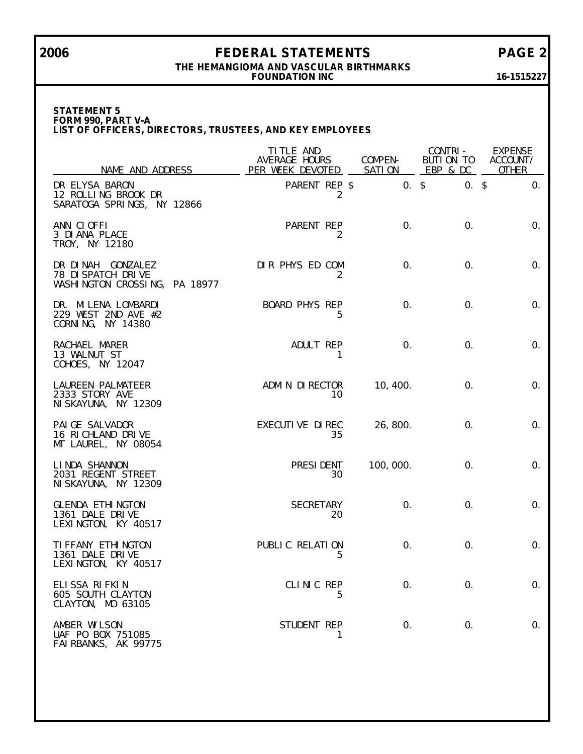**STATEMENT 5**
**FORM 990, PART V-A**
**LIST OF OFFICERS, DIRECTORS, TRUSTEES, AND KEY EMPLOYEES**

| NAME AND ADDRESS | TITLE AND AVERAGE HOURS PER WEEK DEVOTED | COMPEN-SATION | CONTRI-BUTION TO EBP & DC | EXPENSE ACCOUNT/ OTHER |
|---|---|---|---|---|
| DR ELYSA BARON<br>12 ROLLING BROOK DR<br>SARATOGA SPRINGS, NY 12866 | PARENT REP<br>2 | $ 0. | $ 0. | $ 0. |
| ANN CIOFFI<br>3 DIANA PLACE<br>TROY, NY 12180 | PARENT REP<br>2 | 0. | 0. | 0. |
| DR DINAH GONZALEZ<br>78 DISPATCH DRIVE<br>WASHINGTON CROSSING, PA 18977 | DIR PHYS ED COM<br>2 | 0. | 0. | 0. |
| DR. MILENA LOMBARDI<br>229 WEST 2ND AVE #2<br>CORNING, NY 14380 | BOARD PHYS REP<br>5 | 0. | 0. | 0. |
| RACHAEL MARER<br>13 WALNUT ST<br>COHOES, NY 12047 | ADULT REP<br>1 | 0. | 0. | 0. |
| LAUREEN PALMATEER<br>2333 STORY AVE<br>NISKAYUNA, NY 12309 | ADMIN DIRECTOR<br>10 | 10,400. | 0. | 0. |
| PAIGE SALVADOR<br>16 RICHLAND DRIVE<br>MT LAUREL, NY 08054 | EXECUTIVE DIREC<br>35 | 26,800. | 0. | 0. |
| LINDA SHANNON<br>2031 REGENT STREET<br>NISKAYUNA, NY 12309 | PRESIDENT<br>30 | 100,000. | 0. | 0. |
| GLENDA ETHINGTON<br>1361 DALE DRIVE<br>LEXINGTON, KY 40517 | SECRETARY<br>20 | 0. | 0. | 0. |
| TIFFANY ETHINGTON<br>1361 DALE DRIVE<br>LEXINGTON, KY 40517 | PUBLIC RELATION<br>5 | 0. | 0. | 0. |
| ELISSA RIFKIN<br>605 SOUTH CLAYTON<br>CLAYTON, MO 63105 | CLINIC REP<br>5 | 0. | 0. | 0. |
| AMBER WILSON<br>UAF PO BOX 751085<br>FAIRBANKS, AK 99775 | STUDENT REP<br>1 | 0. | 0. | 0. |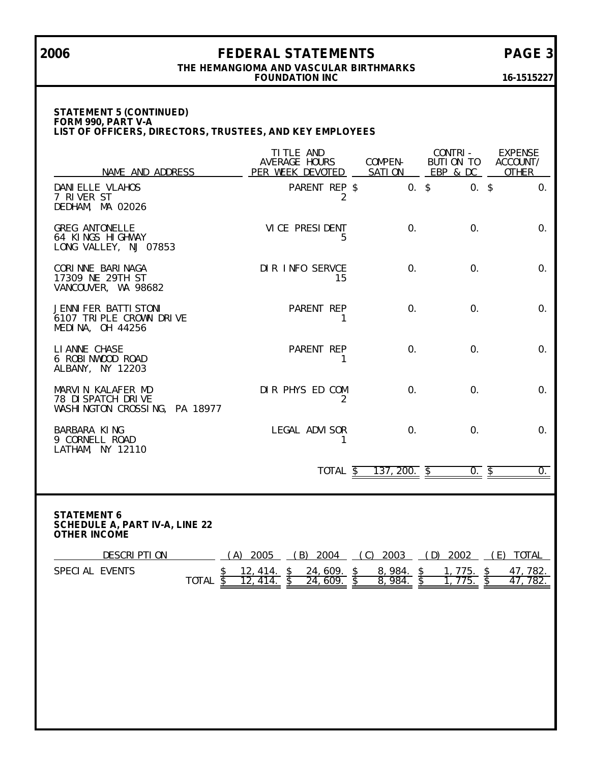**STATEMENT 5 (CONTINUED)**
**FORM 990, PART V-A**
**LIST OF OFFICERS, DIRECTORS, TRUSTEES, AND KEY EMPLOYEES**

| NAME AND ADDRESS | TITLE AND AVERAGE HOURS PER WEEK DEVOTED | COMPEN-SATION | CONTRI-BUTION TO EBP & DC | EXPENSE ACCOUNT/ OTHER |
|---|---|---|---|---|
| DANIELLE VLAHOS<br>7 RIVER ST<br>DEDHAM, MA 02026 | PARENT REP<br>2 | $ 0. | $ 0. | $ 0. |
| GREG ANTONELLE<br>64 KINGS HIGHWAY<br>LONG VALLEY, NJ 07853 | VICE PRESIDENT<br>5 | 0. | 0. | 0. |
| CORINNE BARINAGA<br>17309 NE 29TH ST<br>VANCOUVER, WA 98682 | DIR INFO SERVCE<br>15 | 0. | 0. | 0. |
| JENNIFER BATTISTONI<br>6107 TRIPLE CROWN DRIVE<br>MEDINA, OH 44256 | PARENT REP<br>1 | 0. | 0. | 0. |
| LIANNE CHASE<br>6 ROBINWOOD ROAD<br>ALBANY, NY 12203 | PARENT REP<br>1 | 0. | 0. | 0. |
| MARVIN KALAFER MD<br>78 DISPATCH DRIVE<br>WASHINGTON CROSSING, PA 18977 | DIR PHYS ED COM<br>2 | 0. | 0. | 0. |
| BARBARA KING<br>9 CORNELL ROAD<br>LATHAM, NY 12110 | LEGAL ADVISOR<br>1 | 0. | 0. | 0. |
| | TOTAL | $ 137,200. | $ 0. | $ 0. |

**STATEMENT 6**
**SCHEDULE A, PART IV-A, LINE 22**
**OTHER INCOME**

| DESCRIPTION | (A) 2005 | (B) 2004 | (C) 2003 | (D) 2002 | (E) TOTAL |
|---|---|---|---|---|---|
| SPECIAL EVENTS | $ 12,414. | $ 24,609. | $ 8,984. | $ 1,775. | $ 47,782. |
| TOTAL | $ 12,414. | $ 24,609. | $ 8,984. | $ 1,775. | $ 47,782. |